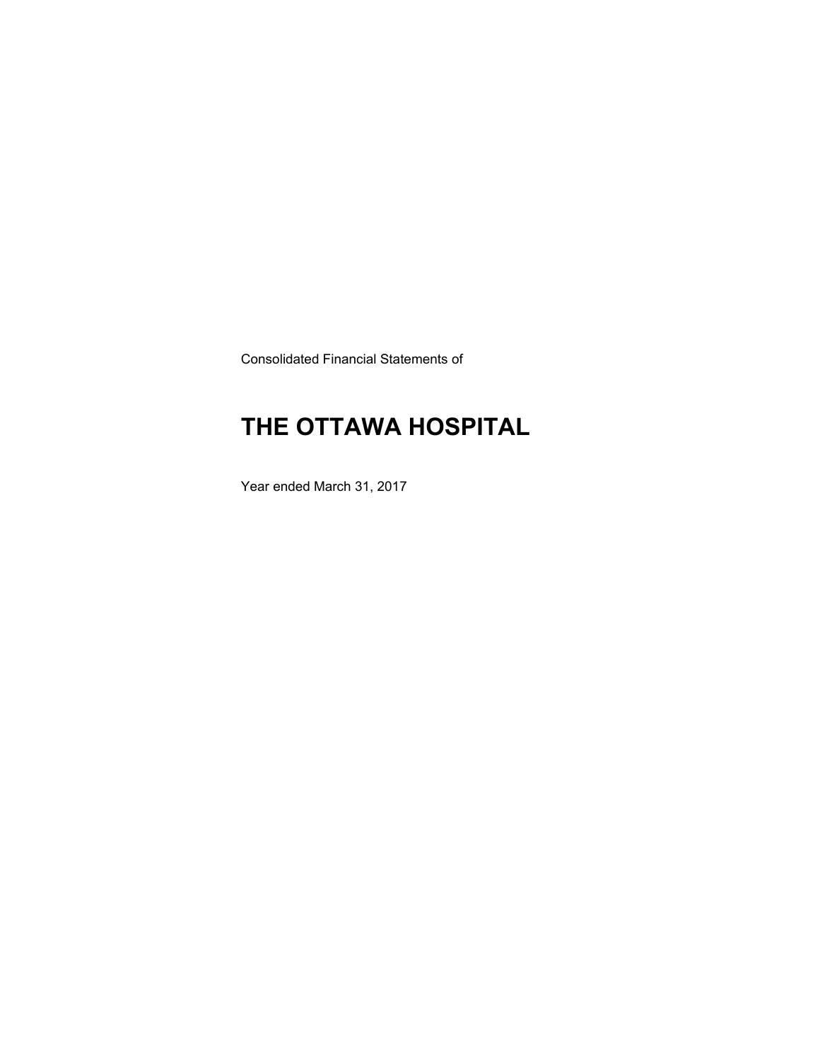Consolidated Financial Statements of

# THE OTTAWA HOSPITAL

Year ended March 31, 2017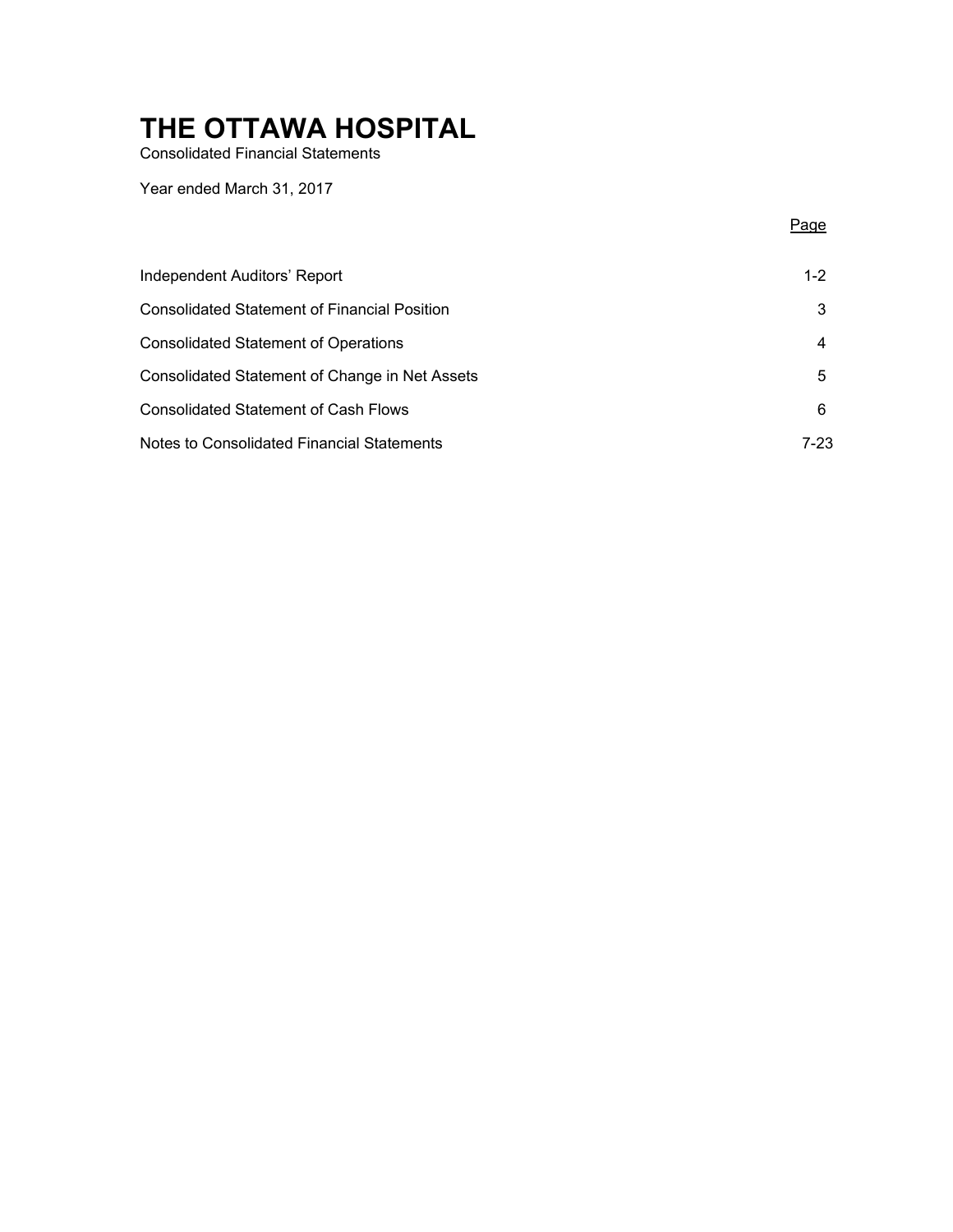# THE OTTAWA HOSPITAL

Consolidated Financial Statements

Year ended March 31, 2017

| | Page |
|---|---|
| Independent Auditors' Report | 1-2 |
| Consolidated Statement of Financial Position | 3 |
| Consolidated Statement of Operations | 4 |
| Consolidated Statement of Change in Net Assets | 5 |
| Consolidated Statement of Cash Flows | 6 |
| Notes to Consolidated Financial Statements | 7-23 |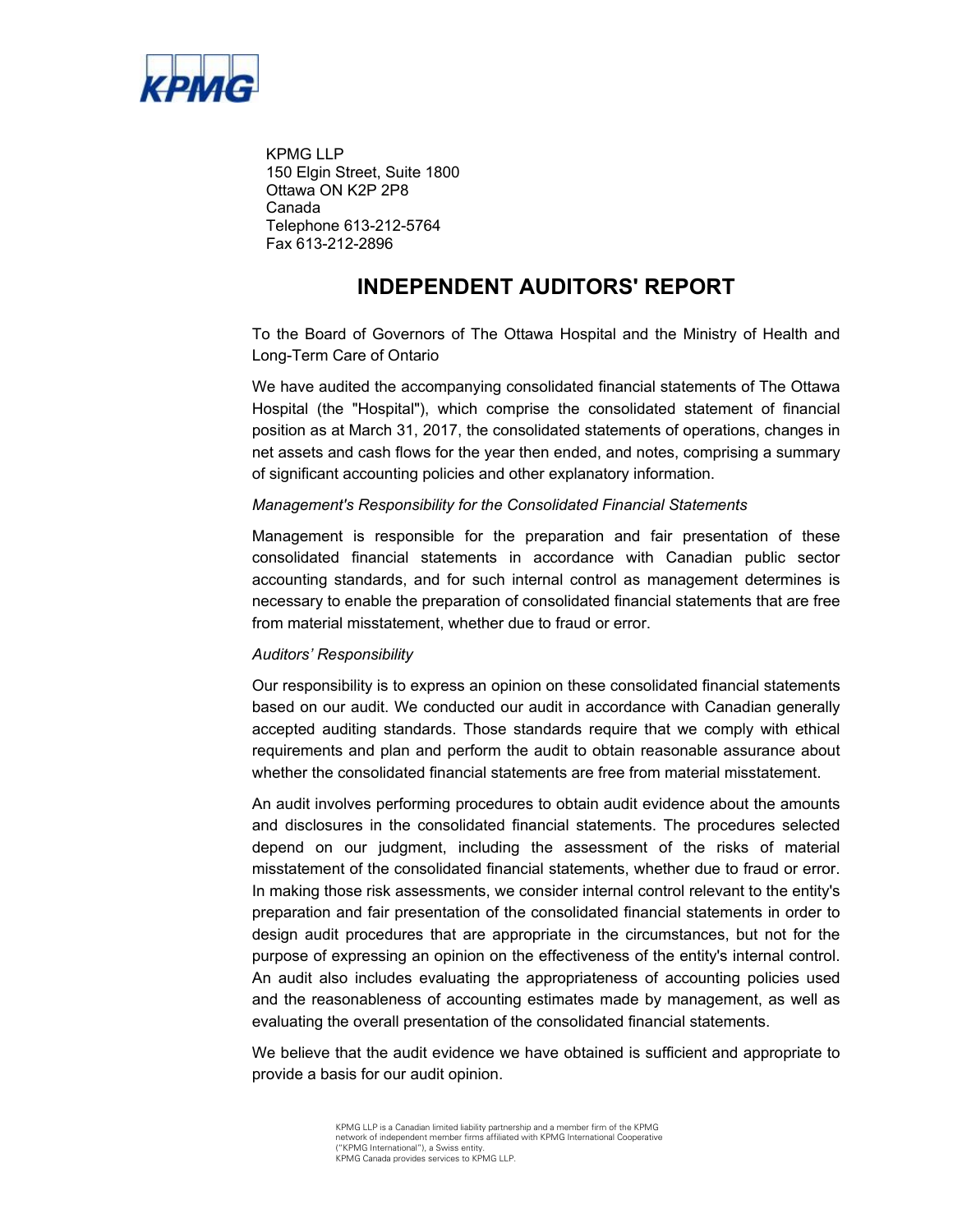KPMG LLP
150 Elgin Street, Suite 1800
Ottawa ON K2P 2P8
Canada
Telephone 613-212-5764
Fax 613-212-2896

# INDEPENDENT AUDITORS' REPORT

To the Board of Governors of The Ottawa Hospital and the Ministry of Health and Long-Term Care of Ontario

We have audited the accompanying consolidated financial statements of The Ottawa Hospital (the "Hospital"), which comprise the consolidated statement of financial position as at March 31, 2017, the consolidated statements of operations, changes in net assets and cash flows for the year then ended, and notes, comprising a summary of significant accounting policies and other explanatory information.

*Management's Responsibility for the Consolidated Financial Statements*

Management is responsible for the preparation and fair presentation of these consolidated financial statements in accordance with Canadian public sector accounting standards, and for such internal control as management determines is necessary to enable the preparation of consolidated financial statements that are free from material misstatement, whether due to fraud or error.

*Auditors' Responsibility*

Our responsibility is to express an opinion on these consolidated financial statements based on our audit. We conducted our audit in accordance with Canadian generally accepted auditing standards. Those standards require that we comply with ethical requirements and plan and perform the audit to obtain reasonable assurance about whether the consolidated financial statements are free from material misstatement.

An audit involves performing procedures to obtain audit evidence about the amounts and disclosures in the consolidated financial statements. The procedures selected depend on our judgment, including the assessment of the risks of material misstatement of the consolidated financial statements, whether due to fraud or error. In making those risk assessments, we consider internal control relevant to the entity's preparation and fair presentation of the consolidated financial statements in order to design audit procedures that are appropriate in the circumstances, but not for the purpose of expressing an opinion on the effectiveness of the entity's internal control. An audit also includes evaluating the appropriateness of accounting policies used and the reasonableness of accounting estimates made by management, as well as evaluating the overall presentation of the consolidated financial statements.

We believe that the audit evidence we have obtained is sufficient and appropriate to provide a basis for our audit opinion.

KPMG LLP is a Canadian limited liability partnership and a member firm of the KPMG network of independent member firms affiliated with KPMG International Cooperative ("KPMG International"), a Swiss entity.
KPMG Canada provides services to KPMG LLP.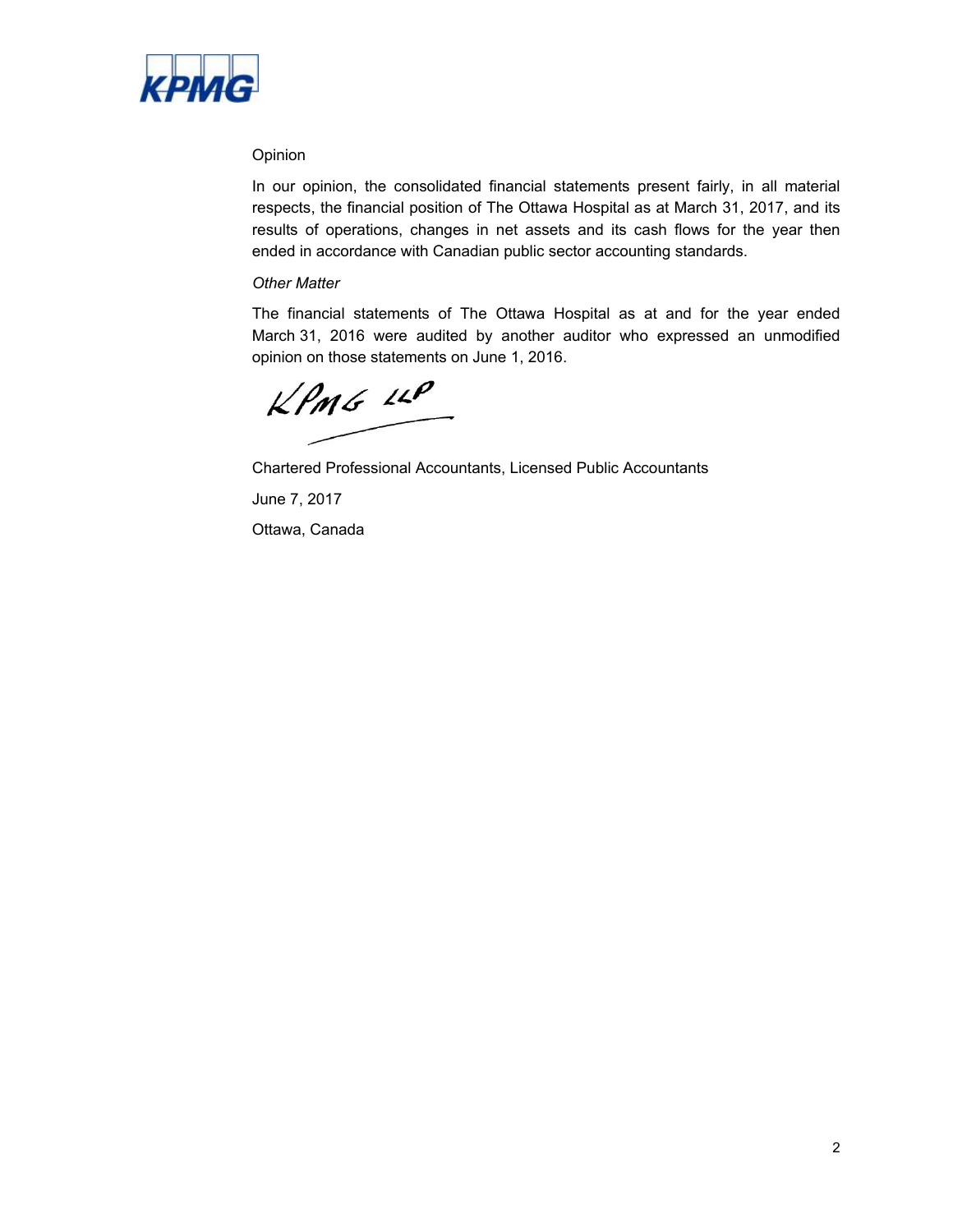Opinion

In our opinion, the consolidated financial statements present fairly, in all material respects, the financial position of The Ottawa Hospital as at March 31, 2017, and its results of operations, changes in net assets and its cash flows for the year then ended in accordance with Canadian public sector accounting standards.

*Other Matter*

The financial statements of The Ottawa Hospital as at and for the year ended March 31, 2016 were audited by another auditor who expressed an unmodified opinion on those statements on June 1, 2016.

KPMG LLP

Chartered Professional Accountants, Licensed Public Accountants

June 7, 2017

Ottawa, Canada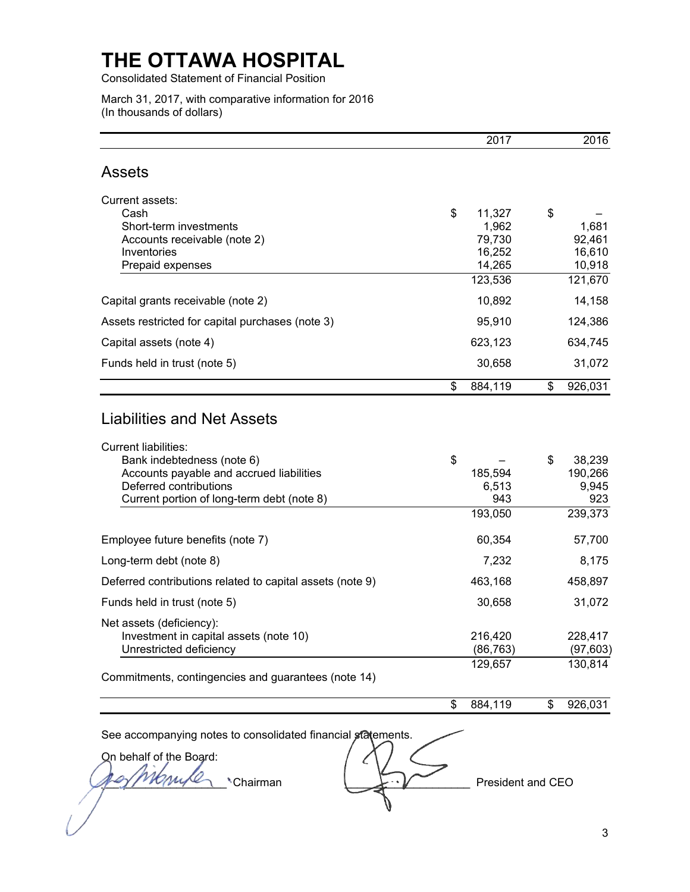# THE OTTAWA HOSPITAL

Consolidated Statement of Financial Position

March 31, 2017, with comparative information for 2016
(In thousands of dollars)

| | 2017 | 2016 |
|---|---|---|
| **Assets** | | |
| Current assets: | | |
| Cash | $ 11,327 | $ – |
| Short-term investments | 1,962 | 1,681 |
| Accounts receivable (note 2) | 79,730 | 92,461 |
| Inventories | 16,252 | 16,610 |
| Prepaid expenses | 14,265 | 10,918 |
| | 123,536 | 121,670 |
| Capital grants receivable (note 2) | 10,892 | 14,158 |
| Assets restricted for capital purchases (note 3) | 95,910 | 124,386 |
| Capital assets (note 4) | 623,123 | 634,745 |
| Funds held in trust (note 5) | 30,658 | 31,072 |
| | $ 884,119 | $ 926,031 |
| **Liabilities and Net Assets** | | |
| Current liabilities: | | |
| Bank indebtedness (note 6) | $ – | $ 38,239 |
| Accounts payable and accrued liabilities | 185,594 | 190,266 |
| Deferred contributions | 6,513 | 9,945 |
| Current portion of long-term debt (note 8) | 943 | 923 |
| | 193,050 | 239,373 |
| Employee future benefits (note 7) | 60,354 | 57,700 |
| Long-term debt (note 8) | 7,232 | 8,175 |
| Deferred contributions related to capital assets (note 9) | 463,168 | 458,897 |
| Funds held in trust (note 5) | 30,658 | 31,072 |
| Net assets (deficiency): | | |
| Investment in capital assets (note 10) | 216,420 | 228,417 |
| Unrestricted deficiency | (86,763) | (97,603) |
| | 129,657 | 130,814 |
| Commitments, contingencies and guarantees (note 14) | | |
| | $ 884,119 | $ 926,031 |

See accompanying notes to consolidated financial statements.

On behalf of the Board:

_______________ Chairman _______________ President and CEO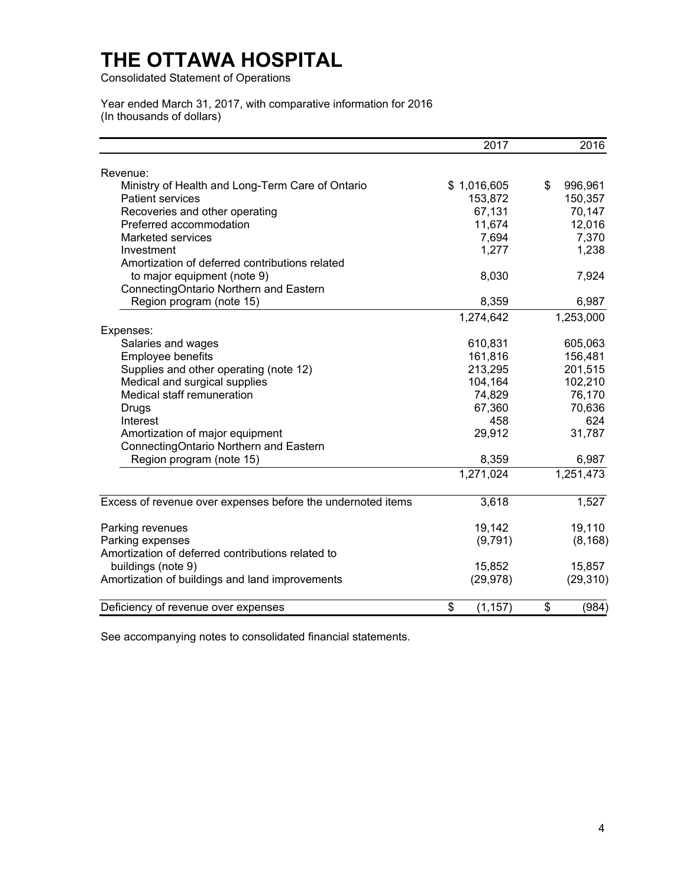# THE OTTAWA HOSPITAL

Consolidated Statement of Operations

Year ended March 31, 2017, with comparative information for 2016
(In thousands of dollars)

| | 2017 | 2016 |
|---|---|---|
| Revenue: | | |
| Ministry of Health and Long-Term Care of Ontario | $ 1,016,605 | $ 996,961 |
| Patient services | 153,872 | 150,357 |
| Recoveries and other operating | 67,131 | 70,147 |
| Preferred accommodation | 11,674 | 12,016 |
| Marketed services | 7,694 | 7,370 |
| Investment | 1,277 | 1,238 |
| Amortization of deferred contributions related to major equipment (note 9) | 8,030 | 7,924 |
| ConnectingOntario Northern and Eastern Region program (note 15) | 8,359 | 6,987 |
| | 1,274,642 | 1,253,000 |
| Expenses: | | |
| Salaries and wages | 610,831 | 605,063 |
| Employee benefits | 161,816 | 156,481 |
| Supplies and other operating (note 12) | 213,295 | 201,515 |
| Medical and surgical supplies | 104,164 | 102,210 |
| Medical staff remuneration | 74,829 | 76,170 |
| Drugs | 67,360 | 70,636 |
| Interest | 458 | 624 |
| Amortization of major equipment | 29,912 | 31,787 |
| ConnectingOntario Northern and Eastern Region program (note 15) | 8,359 | 6,987 |
| | 1,271,024 | 1,251,473 |
| Excess of revenue over expenses before the undernoted items | 3,618 | 1,527 |
| Parking revenues | 19,142 | 19,110 |
| Parking expenses | (9,791) | (8,168) |
| Amortization of deferred contributions related to buildings (note 9) | 15,852 | 15,857 |
| Amortization of buildings and land improvements | (29,978) | (29,310) |
| Deficiency of revenue over expenses | $ (1,157) | $ (984) |

See accompanying notes to consolidated financial statements.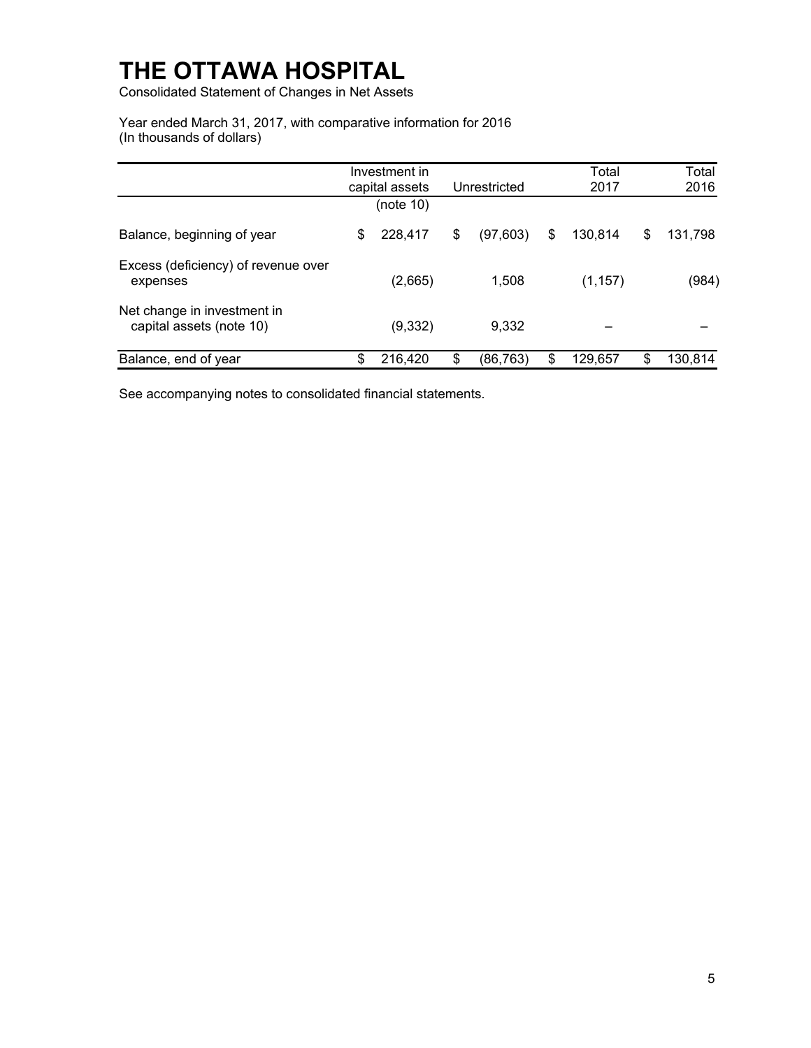# THE OTTAWA HOSPITAL

Consolidated Statement of Changes in Net Assets

Year ended March 31, 2017, with comparative information for 2016
(In thousands of dollars)

| | Investment in capital assets (note 10) | Unrestricted | Total 2017 | Total 2016 |
|---|---|---|---|---|
| Balance, beginning of year | $ 228,417 | $ (97,603) | $ 130,814 | $ 131,798 |
| Excess (deficiency) of revenue over expenses | (2,665) | 1,508 | (1,157) | (984) |
| Net change in investment in capital assets (note 10) | (9,332) | 9,332 | – | – |
| Balance, end of year | $ 216,420 | $ (86,763) | $ 129,657 | $ 130,814 |

See accompanying notes to consolidated financial statements.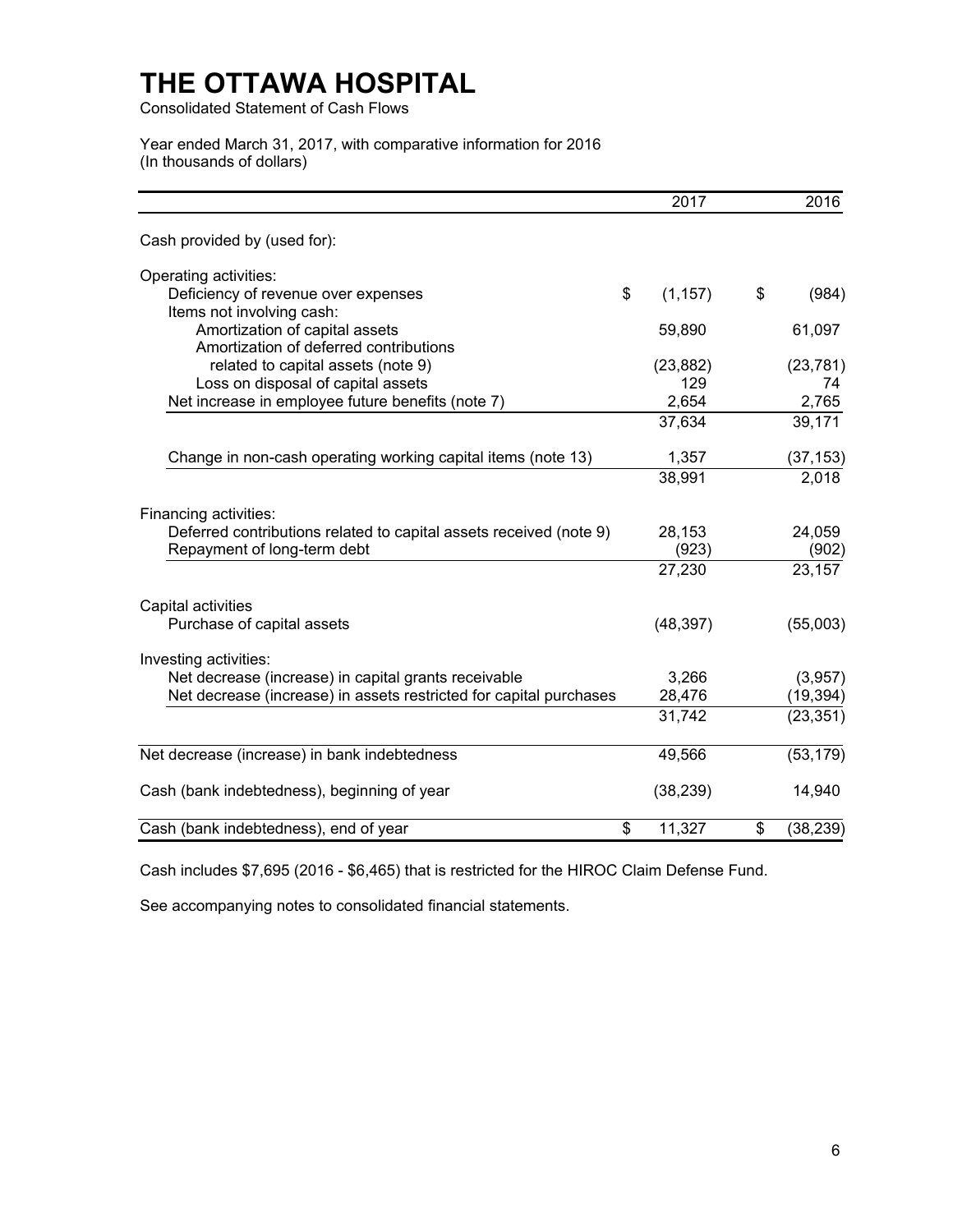# THE OTTAWA HOSPITAL

Consolidated Statement of Cash Flows

Year ended March 31, 2017, with comparative information for 2016
(In thousands of dollars)

| | 2017 | 2016 |
|---|---|---|
| Cash provided by (used for): | | |
| Operating activities: | | |
| Deficiency of revenue over expenses | $ (1,157) | $ (984) |
| Items not involving cash: | | |
| Amortization of capital assets | 59,890 | 61,097 |
| Amortization of deferred contributions related to capital assets (note 9) | (23,882) | (23,781) |
| Loss on disposal of capital assets | 129 | 74 |
| Net increase in employee future benefits (note 7) | 2,654 | 2,765 |
| | 37,634 | 39,171 |
| Change in non-cash operating working capital items (note 13) | 1,357 | (37,153) |
| | 38,991 | 2,018 |
| Financing activities: | | |
| Deferred contributions related to capital assets received (note 9) | 28,153 | 24,059 |
| Repayment of long-term debt | (923) | (902) |
| | 27,230 | 23,157 |
| Capital activities | | |
| Purchase of capital assets | (48,397) | (55,003) |
| Investing activities: | | |
| Net decrease (increase) in capital grants receivable | 3,266 | (3,957) |
| Net decrease (increase) in assets restricted for capital purchases | 28,476 | (19,394) |
| | 31,742 | (23,351) |
| Net decrease (increase) in bank indebtedness | 49,566 | (53,179) |
| Cash (bank indebtedness), beginning of year | (38,239) | 14,940 |
| Cash (bank indebtedness), end of year | $ 11,327 | $ (38,239) |

Cash includes $7,695 (2016 - $6,465) that is restricted for the HIROC Claim Defense Fund.

See accompanying notes to consolidated financial statements.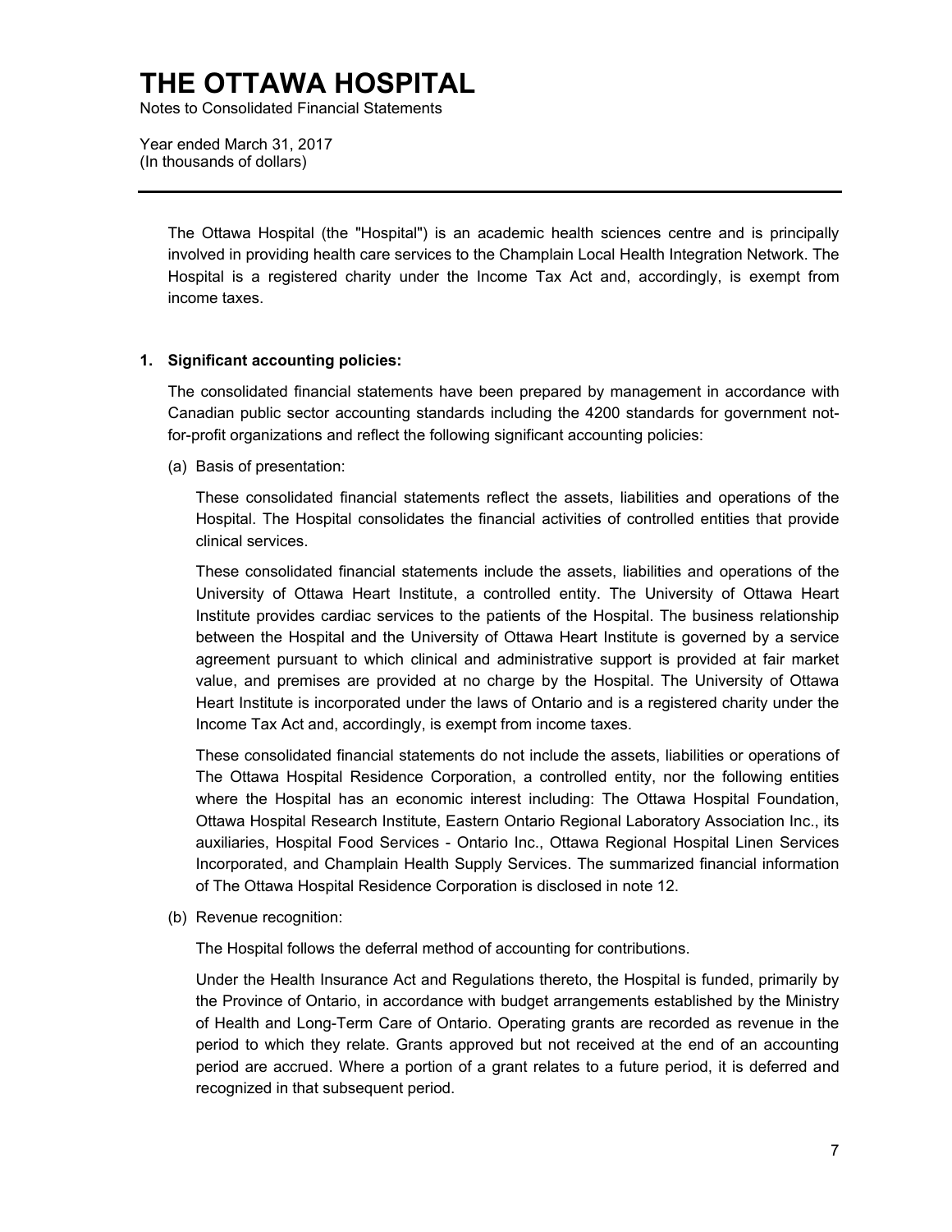# THE OTTAWA HOSPITAL

Notes to Consolidated Financial Statements

Year ended March 31, 2017
(In thousands of dollars)

---

The Ottawa Hospital (the "Hospital") is an academic health sciences centre and is principally involved in providing health care services to the Champlain Local Health Integration Network. The Hospital is a registered charity under the Income Tax Act and, accordingly, is exempt from income taxes.

## 1. Significant accounting policies:

The consolidated financial statements have been prepared by management in accordance with Canadian public sector accounting standards including the 4200 standards for government not-for-profit organizations and reflect the following significant accounting policies:

(a) Basis of presentation:

These consolidated financial statements reflect the assets, liabilities and operations of the Hospital. The Hospital consolidates the financial activities of controlled entities that provide clinical services.

These consolidated financial statements include the assets, liabilities and operations of the University of Ottawa Heart Institute, a controlled entity. The University of Ottawa Heart Institute provides cardiac services to the patients of the Hospital. The business relationship between the Hospital and the University of Ottawa Heart Institute is governed by a service agreement pursuant to which clinical and administrative support is provided at fair market value, and premises are provided at no charge by the Hospital. The University of Ottawa Heart Institute is incorporated under the laws of Ontario and is a registered charity under the Income Tax Act and, accordingly, is exempt from income taxes.

These consolidated financial statements do not include the assets, liabilities or operations of The Ottawa Hospital Residence Corporation, a controlled entity, nor the following entities where the Hospital has an economic interest including: The Ottawa Hospital Foundation, Ottawa Hospital Research Institute, Eastern Ontario Regional Laboratory Association Inc., its auxiliaries, Hospital Food Services - Ontario Inc., Ottawa Regional Hospital Linen Services Incorporated, and Champlain Health Supply Services. The summarized financial information of The Ottawa Hospital Residence Corporation is disclosed in note 12.

(b) Revenue recognition:

The Hospital follows the deferral method of accounting for contributions.

Under the Health Insurance Act and Regulations thereto, the Hospital is funded, primarily by the Province of Ontario, in accordance with budget arrangements established by the Ministry of Health and Long-Term Care of Ontario. Operating grants are recorded as revenue in the period to which they relate. Grants approved but not received at the end of an accounting period are accrued. Where a portion of a grant relates to a future period, it is deferred and recognized in that subsequent period.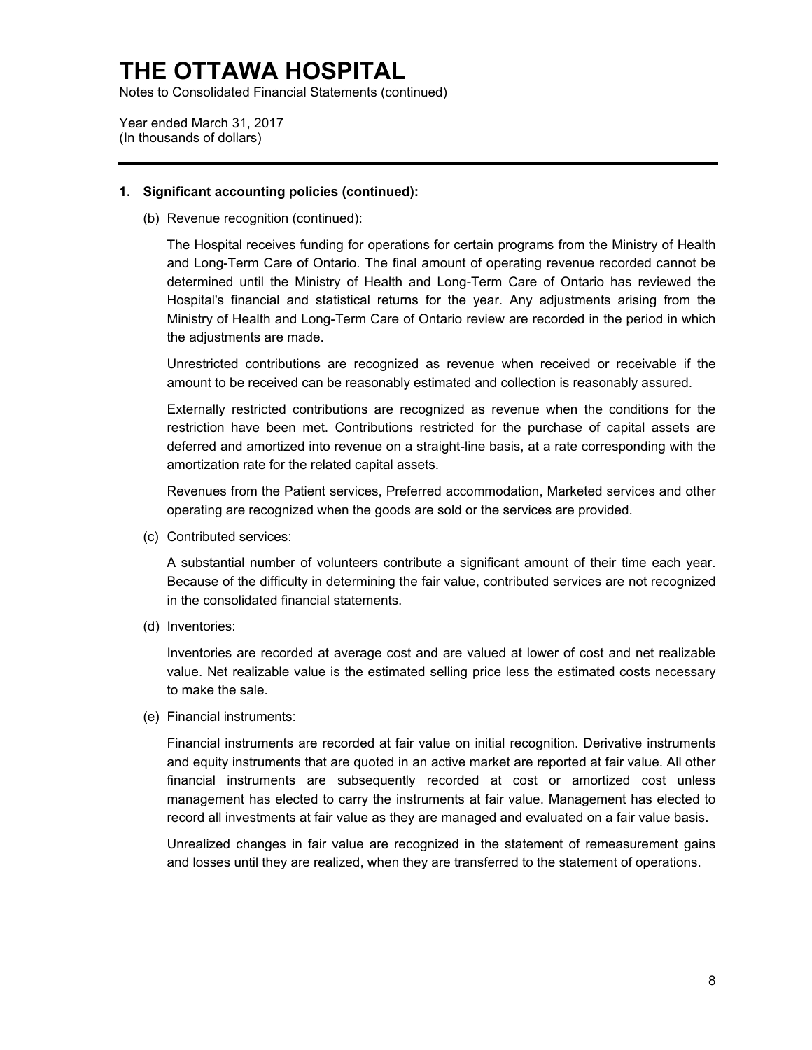# THE OTTAWA HOSPITAL

Notes to Consolidated Financial Statements (continued)

Year ended March 31, 2017
(In thousands of dollars)

---

**1. Significant accounting policies (continued):**

(b) Revenue recognition (continued):

The Hospital receives funding for operations for certain programs from the Ministry of Health and Long-Term Care of Ontario. The final amount of operating revenue recorded cannot be determined until the Ministry of Health and Long-Term Care of Ontario has reviewed the Hospital's financial and statistical returns for the year. Any adjustments arising from the Ministry of Health and Long-Term Care of Ontario review are recorded in the period in which the adjustments are made.

Unrestricted contributions are recognized as revenue when received or receivable if the amount to be received can be reasonably estimated and collection is reasonably assured.

Externally restricted contributions are recognized as revenue when the conditions for the restriction have been met. Contributions restricted for the purchase of capital assets are deferred and amortized into revenue on a straight-line basis, at a rate corresponding with the amortization rate for the related capital assets.

Revenues from the Patient services, Preferred accommodation, Marketed services and other operating are recognized when the goods are sold or the services are provided.

(c) Contributed services:

A substantial number of volunteers contribute a significant amount of their time each year. Because of the difficulty in determining the fair value, contributed services are not recognized in the consolidated financial statements.

(d) Inventories:

Inventories are recorded at average cost and are valued at lower of cost and net realizable value. Net realizable value is the estimated selling price less the estimated costs necessary to make the sale.

(e) Financial instruments:

Financial instruments are recorded at fair value on initial recognition. Derivative instruments and equity instruments that are quoted in an active market are reported at fair value. All other financial instruments are subsequently recorded at cost or amortized cost unless management has elected to carry the instruments at fair value. Management has elected to record all investments at fair value as they are managed and evaluated on a fair value basis.

Unrealized changes in fair value are recognized in the statement of remeasurement gains and losses until they are realized, when they are transferred to the statement of operations.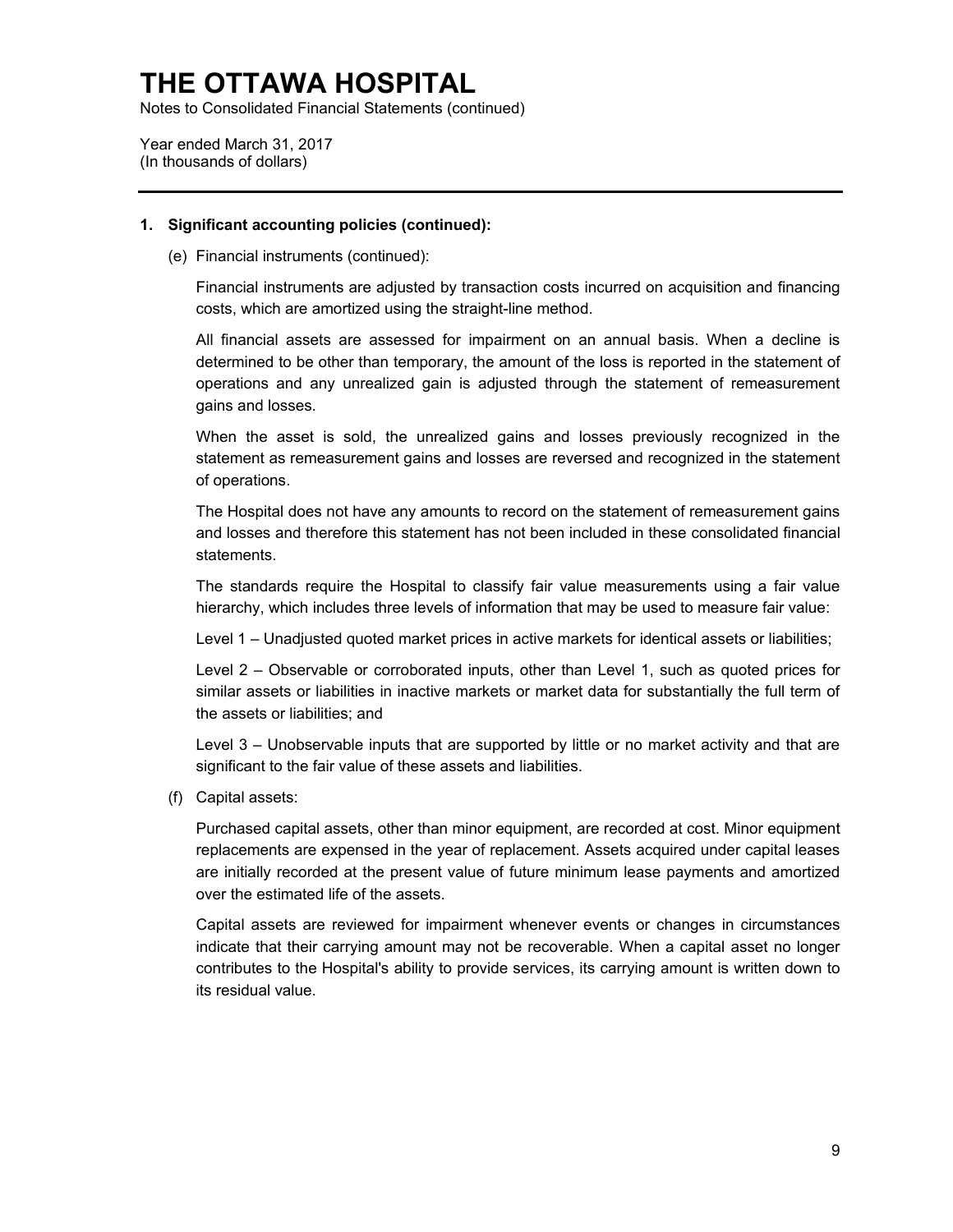# THE OTTAWA HOSPITAL

Notes to Consolidated Financial Statements (continued)

Year ended March 31, 2017
(In thousands of dollars)

## 1. Significant accounting policies (continued):

(e) Financial instruments (continued):

Financial instruments are adjusted by transaction costs incurred on acquisition and financing costs, which are amortized using the straight-line method.

All financial assets are assessed for impairment on an annual basis. When a decline is determined to be other than temporary, the amount of the loss is reported in the statement of operations and any unrealized gain is adjusted through the statement of remeasurement gains and losses.

When the asset is sold, the unrealized gains and losses previously recognized in the statement as remeasurement gains and losses are reversed and recognized in the statement of operations.

The Hospital does not have any amounts to record on the statement of remeasurement gains and losses and therefore this statement has not been included in these consolidated financial statements.

The standards require the Hospital to classify fair value measurements using a fair value hierarchy, which includes three levels of information that may be used to measure fair value:

Level 1 – Unadjusted quoted market prices in active markets for identical assets or liabilities;

Level 2 – Observable or corroborated inputs, other than Level 1, such as quoted prices for similar assets or liabilities in inactive markets or market data for substantially the full term of the assets or liabilities; and

Level 3 – Unobservable inputs that are supported by little or no market activity and that are significant to the fair value of these assets and liabilities.

(f) Capital assets:

Purchased capital assets, other than minor equipment, are recorded at cost. Minor equipment replacements are expensed in the year of replacement. Assets acquired under capital leases are initially recorded at the present value of future minimum lease payments and amortized over the estimated life of the assets.

Capital assets are reviewed for impairment whenever events or changes in circumstances indicate that their carrying amount may not be recoverable. When a capital asset no longer contributes to the Hospital's ability to provide services, its carrying amount is written down to its residual value.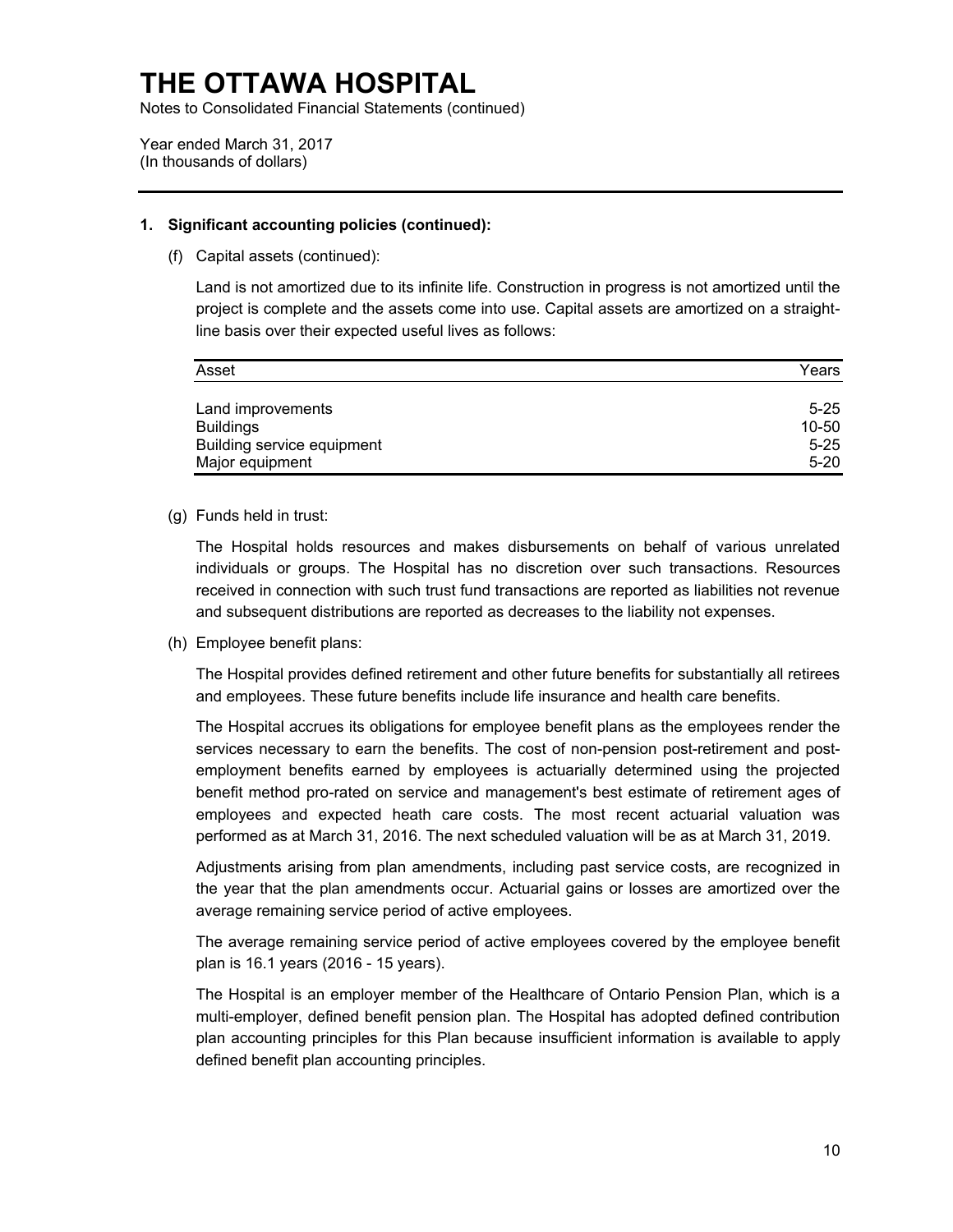# THE OTTAWA HOSPITAL

Notes to Consolidated Financial Statements (continued)

Year ended March 31, 2017
(In thousands of dollars)

**1. Significant accounting policies (continued):**

(f) Capital assets (continued):

Land is not amortized due to its infinite life. Construction in progress is not amortized until the project is complete and the assets come into use. Capital assets are amortized on a straight-line basis over their expected useful lives as follows:

| Asset | Years |
|---|---|
| Land improvements | 5-25 |
| Buildings | 10-50 |
| Building service equipment | 5-25 |
| Major equipment | 5-20 |

(g) Funds held in trust:

The Hospital holds resources and makes disbursements on behalf of various unrelated individuals or groups. The Hospital has no discretion over such transactions. Resources received in connection with such trust fund transactions are reported as liabilities not revenue and subsequent distributions are reported as decreases to the liability not expenses.

(h) Employee benefit plans:

The Hospital provides defined retirement and other future benefits for substantially all retirees and employees. These future benefits include life insurance and health care benefits.

The Hospital accrues its obligations for employee benefit plans as the employees render the services necessary to earn the benefits. The cost of non-pension post-retirement and post-employment benefits earned by employees is actuarially determined using the projected benefit method pro-rated on service and management's best estimate of retirement ages of employees and expected heath care costs. The most recent actuarial valuation was performed as at March 31, 2016. The next scheduled valuation will be as at March 31, 2019.

Adjustments arising from plan amendments, including past service costs, are recognized in the year that the plan amendments occur. Actuarial gains or losses are amortized over the average remaining service period of active employees.

The average remaining service period of active employees covered by the employee benefit plan is 16.1 years (2016 - 15 years).

The Hospital is an employer member of the Healthcare of Ontario Pension Plan, which is a multi-employer, defined benefit pension plan. The Hospital has adopted defined contribution plan accounting principles for this Plan because insufficient information is available to apply defined benefit plan accounting principles.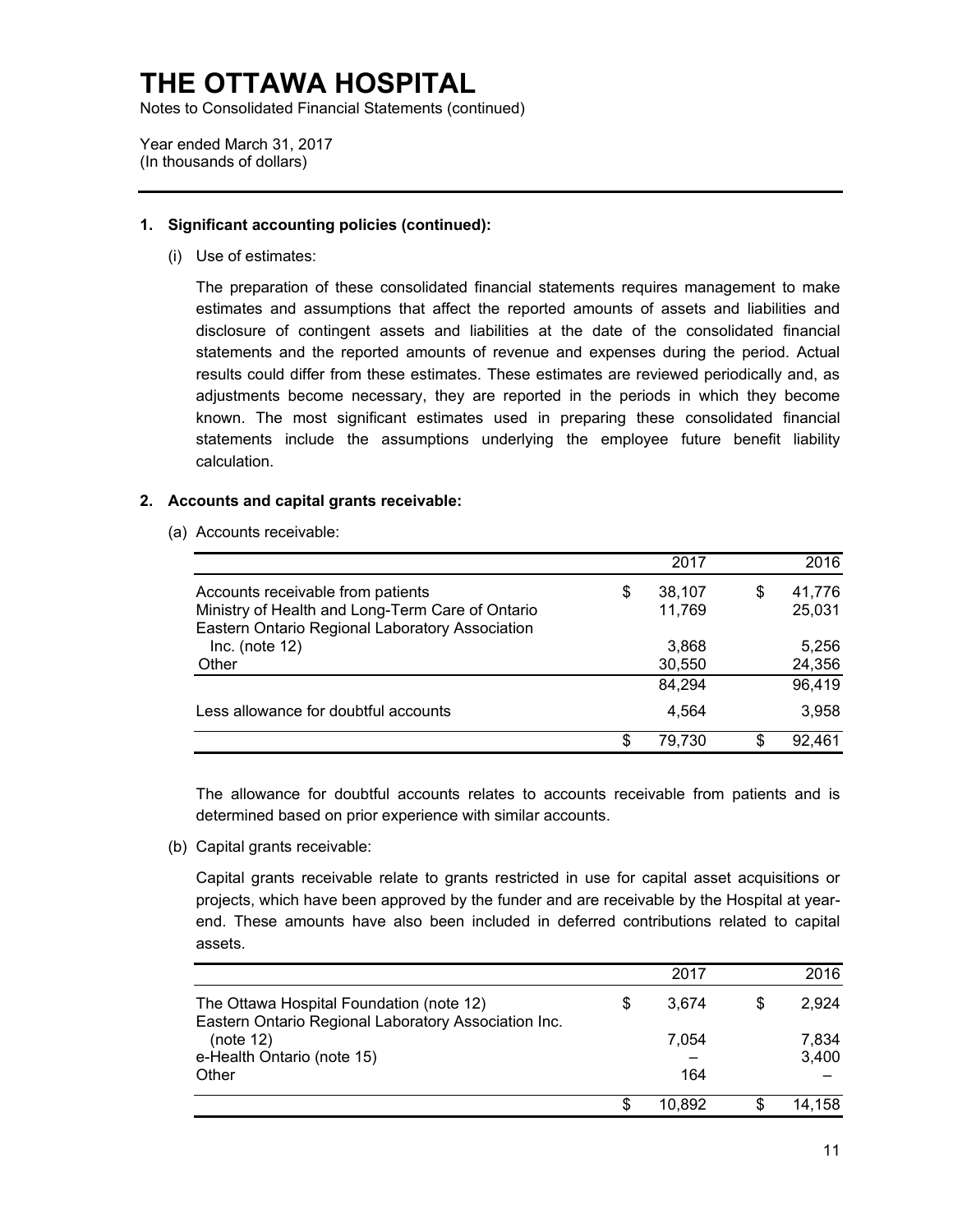# THE OTTAWA HOSPITAL

Notes to Consolidated Financial Statements (continued)

Year ended March 31, 2017
(In thousands of dollars)

---

**1. Significant accounting policies (continued):**

(i) Use of estimates:

The preparation of these consolidated financial statements requires management to make estimates and assumptions that affect the reported amounts of assets and liabilities and disclosure of contingent assets and liabilities at the date of the consolidated financial statements and the reported amounts of revenue and expenses during the period. Actual results could differ from these estimates. These estimates are reviewed periodically and, as adjustments become necessary, they are reported in the periods in which they become known. The most significant estimates used in preparing these consolidated financial statements include the assumptions underlying the employee future benefit liability calculation.

**2. Accounts and capital grants receivable:**

(a) Accounts receivable:

| | 2017 | 2016 |
|---|---|---|
| Accounts receivable from patients | $ 38,107 | $ 41,776 |
| Ministry of Health and Long-Term Care of Ontario | 11,769 | 25,031 |
| Eastern Ontario Regional Laboratory Association Inc. (note 12) | 3,868 | 5,256 |
| Other | 30,550 | 24,356 |
| | 84,294 | 96,419 |
| Less allowance for doubtful accounts | 4,564 | 3,958 |
| | $ 79,730 | $ 92,461 |

The allowance for doubtful accounts relates to accounts receivable from patients and is determined based on prior experience with similar accounts.

(b) Capital grants receivable:

Capital grants receivable relate to grants restricted in use for capital asset acquisitions or projects, which have been approved by the funder and are receivable by the Hospital at year-end. These amounts have also been included in deferred contributions related to capital assets.

| | 2017 | 2016 |
|---|---|---|
| The Ottawa Hospital Foundation (note 12) | $ 3,674 | $ 2,924 |
| Eastern Ontario Regional Laboratory Association Inc. (note 12) | 7,054 | 7,834 |
| e-Health Ontario (note 15) | – | 3,400 |
| Other | 164 | – |
| | $ 10,892 | $ 14,158 |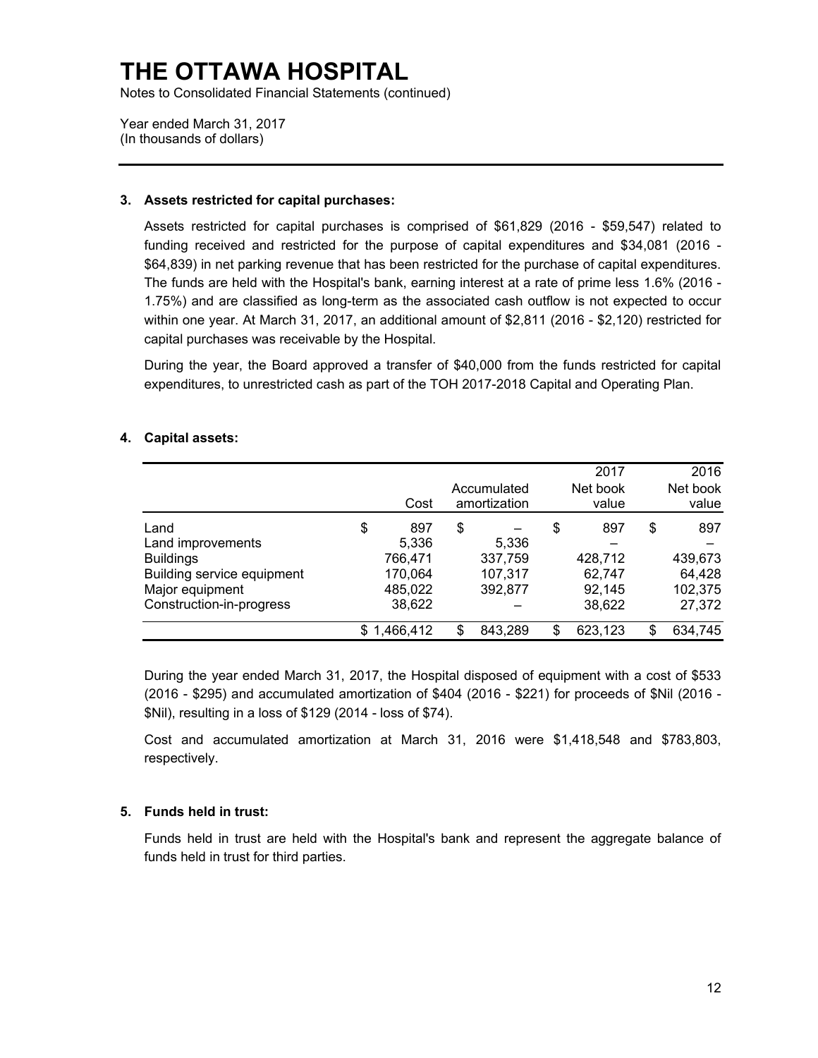# THE OTTAWA HOSPITAL

Notes to Consolidated Financial Statements (continued)

Year ended March 31, 2017
(In thousands of dollars)

---

## 3. Assets restricted for capital purchases:

Assets restricted for capital purchases is comprised of $61,829 (2016 - $59,547) related to funding received and restricted for the purpose of capital expenditures and $34,081 (2016 - $64,839) in net parking revenue that has been restricted for the purchase of capital expenditures. The funds are held with the Hospital's bank, earning interest at a rate of prime less 1.6% (2016 - 1.75%) and are classified as long-term as the associated cash outflow is not expected to occur within one year. At March 31, 2017, an additional amount of $2,811 (2016 - $2,120) restricted for capital purchases was receivable by the Hospital.

During the year, the Board approved a transfer of $40,000 from the funds restricted for capital expenditures, to unrestricted cash as part of the TOH 2017-2018 Capital and Operating Plan.

## 4. Capital assets:

| | Cost | Accumulated amortization | 2017 Net book value | 2016 Net book value |
|---|---|---|---|---|
| Land | $ 897 | $ – | $ 897 | $ 897 |
| Land improvements | 5,336 | 5,336 | – | – |
| Buildings | 766,471 | 337,759 | 428,712 | 439,673 |
| Building service equipment | 170,064 | 107,317 | 62,747 | 64,428 |
| Major equipment | 485,022 | 392,877 | 92,145 | 102,375 |
| Construction-in-progress | 38,622 | – | 38,622 | 27,372 |
| | $ 1,466,412 | $ 843,289 | $ 623,123 | $ 634,745 |

During the year ended March 31, 2017, the Hospital disposed of equipment with a cost of $533 (2016 - $295) and accumulated amortization of $404 (2016 - $221) for proceeds of $Nil (2016 - $Nil), resulting in a loss of $129 (2014 - loss of $74).

Cost and accumulated amortization at March 31, 2016 were $1,418,548 and $783,803, respectively.

## 5. Funds held in trust:

Funds held in trust are held with the Hospital's bank and represent the aggregate balance of funds held in trust for third parties.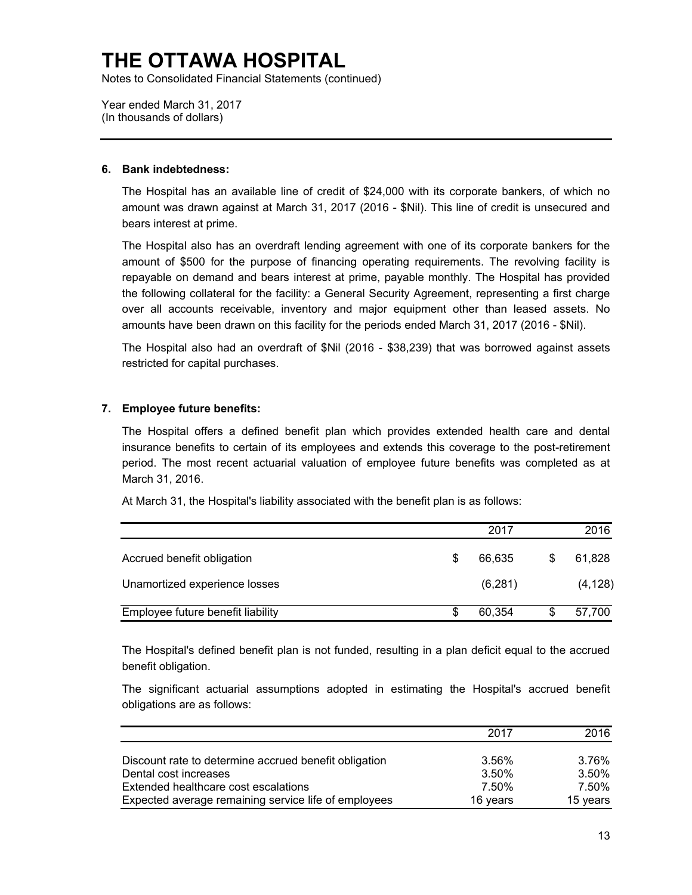# THE OTTAWA HOSPITAL

Notes to Consolidated Financial Statements (continued)

Year ended March 31, 2017
(In thousands of dollars)

## 6. Bank indebtedness:

The Hospital has an available line of credit of $24,000 with its corporate bankers, of which no amount was drawn against at March 31, 2017 (2016 - $Nil). This line of credit is unsecured and bears interest at prime.

The Hospital also has an overdraft lending agreement with one of its corporate bankers for the amount of $500 for the purpose of financing operating requirements. The revolving facility is repayable on demand and bears interest at prime, payable monthly. The Hospital has provided the following collateral for the facility: a General Security Agreement, representing a first charge over all accounts receivable, inventory and major equipment other than leased assets. No amounts have been drawn on this facility for the periods ended March 31, 2017 (2016 - $Nil).

The Hospital also had an overdraft of $Nil (2016 - $38,239) that was borrowed against assets restricted for capital purchases.

## 7. Employee future benefits:

The Hospital offers a defined benefit plan which provides extended health care and dental insurance benefits to certain of its employees and extends this coverage to the post-retirement period. The most recent actuarial valuation of employee future benefits was completed as at March 31, 2016.

At March 31, the Hospital's liability associated with the benefit plan is as follows:

| | 2017 | 2016 |
|---|---|---|
| Accrued benefit obligation | $ 66,635 | $ 61,828 |
| Unamortized experience losses | (6,281) | (4,128) |
| Employee future benefit liability | $ 60,354 | $ 57,700 |

The Hospital's defined benefit plan is not funded, resulting in a plan deficit equal to the accrued benefit obligation.

The significant actuarial assumptions adopted in estimating the Hospital's accrued benefit obligations are as follows:

| | 2017 | 2016 |
|---|---|---|
| Discount rate to determine accrued benefit obligation | 3.56% | 3.76% |
| Dental cost increases | 3.50% | 3.50% |
| Extended healthcare cost escalations | 7.50% | 7.50% |
| Expected average remaining service life of employees | 16 years | 15 years |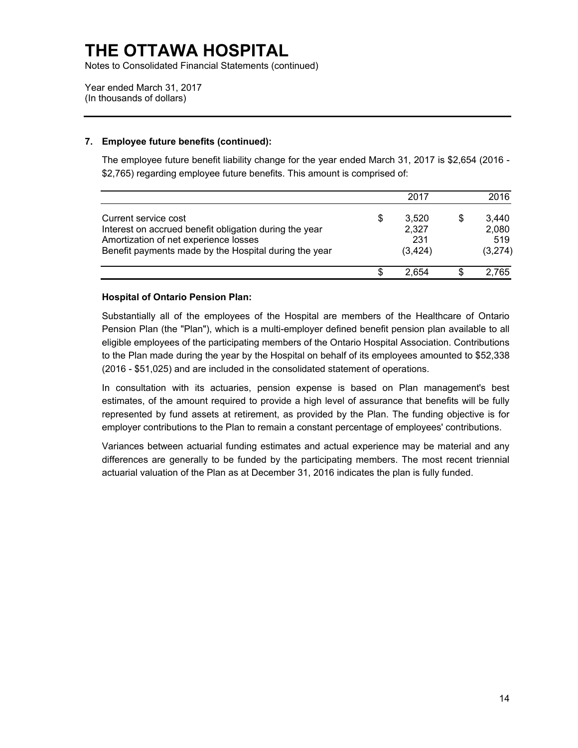# THE OTTAWA HOSPITAL

Notes to Consolidated Financial Statements (continued)

Year ended March 31, 2017
(In thousands of dollars)

## 7. Employee future benefits (continued):

The employee future benefit liability change for the year ended March 31, 2017 is $2,654 (2016 - $2,765) regarding employee future benefits. This amount is comprised of:

| | 2017 | 2016 |
|---|---|---|
| Current service cost | $ 3,520 | $ 3,440 |
| Interest on accrued benefit obligation during the year | 2,327 | 2,080 |
| Amortization of net experience losses | 231 | 519 |
| Benefit payments made by the Hospital during the year | (3,424) | (3,274) |
| | $ 2,654 | $ 2,765 |

### Hospital of Ontario Pension Plan:

Substantially all of the employees of the Hospital are members of the Healthcare of Ontario Pension Plan (the "Plan"), which is a multi-employer defined benefit pension plan available to all eligible employees of the participating members of the Ontario Hospital Association. Contributions to the Plan made during the year by the Hospital on behalf of its employees amounted to $52,338 (2016 - $51,025) and are included in the consolidated statement of operations.

In consultation with its actuaries, pension expense is based on Plan management's best estimates, of the amount required to provide a high level of assurance that benefits will be fully represented by fund assets at retirement, as provided by the Plan. The funding objective is for employer contributions to the Plan to remain a constant percentage of employees' contributions.

Variances between actuarial funding estimates and actual experience may be material and any differences are generally to be funded by the participating members. The most recent triennial actuarial valuation of the Plan as at December 31, 2016 indicates the plan is fully funded.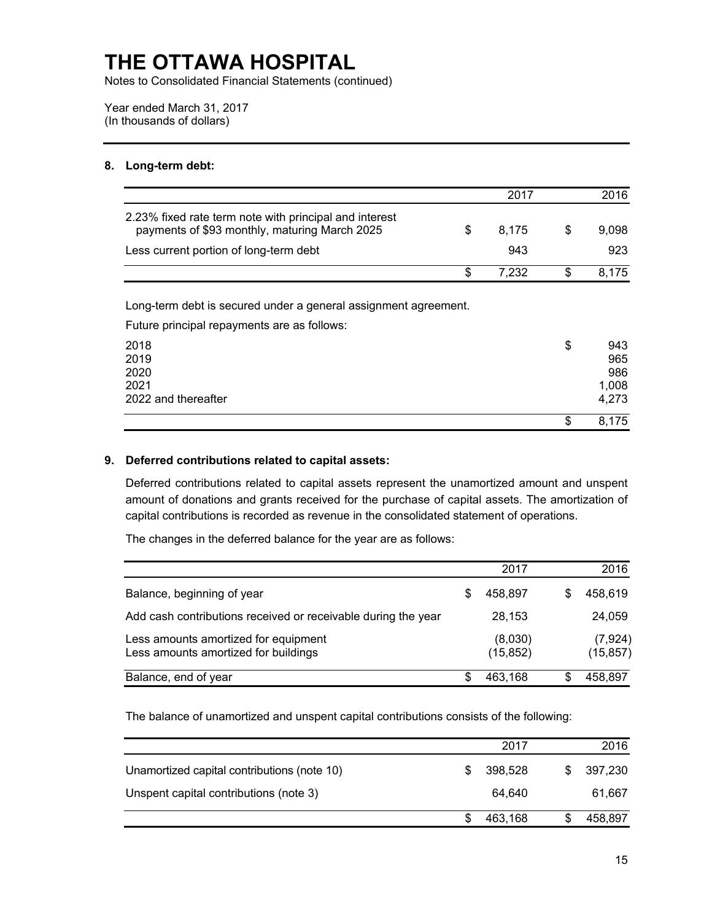# THE OTTAWA HOSPITAL

Notes to Consolidated Financial Statements (continued)

Year ended March 31, 2017
(In thousands of dollars)

## 8. Long-term debt:

| | 2017 | 2016 |
|---|---|---|
| 2.23% fixed rate term note with principal and interest payments of $93 monthly, maturing March 2025 | $ 8,175 | $ 9,098 |
| Less current portion of long-term debt | 943 | 923 |
| | $ 7,232 | $ 8,175 |

Long-term debt is secured under a general assignment agreement.

Future principal repayments are as follows:

| | |
|---|---|
| 2018 | $ 943 |
| 2019 | 965 |
| 2020 | 986 |
| 2021 | 1,008 |
| 2022 and thereafter | 4,273 |
| | $ 8,175 |

## 9. Deferred contributions related to capital assets:

Deferred contributions related to capital assets represent the unamortized amount and unspent amount of donations and grants received for the purchase of capital assets. The amortization of capital contributions is recorded as revenue in the consolidated statement of operations.

The changes in the deferred balance for the year are as follows:

| | 2017 | 2016 |
|---|---|---|
| Balance, beginning of year | $ 458,897 | $ 458,619 |
| Add cash contributions received or receivable during the year | 28,153 | 24,059 |
| Less amounts amortized for equipment | (8,030) | (7,924) |
| Less amounts amortized for buildings | (15,852) | (15,857) |
| Balance, end of year | $ 463,168 | $ 458,897 |

The balance of unamortized and unspent capital contributions consists of the following:

| | 2017 | 2016 |
|---|---|---|
| Unamortized capital contributions (note 10) | $ 398,528 | $ 397,230 |
| Unspent capital contributions (note 3) | 64,640 | 61,667 |
| | $ 463,168 | $ 458,897 |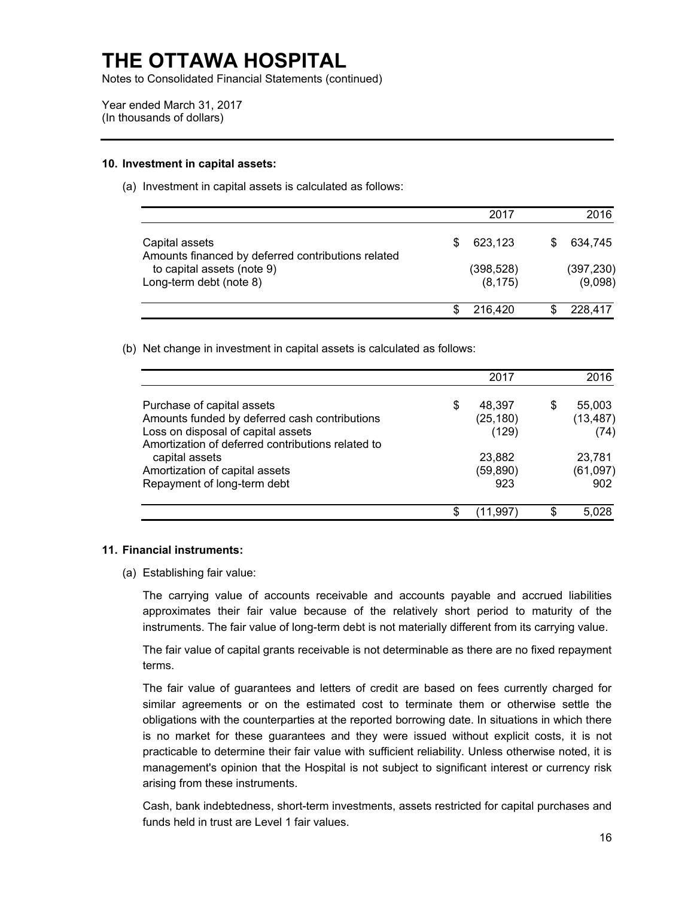# THE OTTAWA HOSPITAL

Notes to Consolidated Financial Statements (continued)

Year ended March 31, 2017
(In thousands of dollars)

### 10. Investment in capital assets:

(a) Investment in capital assets is calculated as follows:

| | 2017 | 2016 |
|---|---|---|
| Capital assets | $ 623,123 | $ 634,745 |
| Amounts financed by deferred contributions related to capital assets (note 9) | (398,528) | (397,230) |
| Long-term debt (note 8) | (8,175) | (9,098) |
| | $ 216,420 | $ 228,417 |

(b) Net change in investment in capital assets is calculated as follows:

| | 2017 | 2016 |
|---|---|---|
| Purchase of capital assets | $ 48,397 | $ 55,003 |
| Amounts funded by deferred cash contributions | (25,180) | (13,487) |
| Loss on disposal of capital assets | (129) | (74) |
| Amortization of deferred contributions related to capital assets | 23,882 | 23,781 |
| Amortization of capital assets | (59,890) | (61,097) |
| Repayment of long-term debt | 923 | 902 |
| | $ (11,997) | $ 5,028 |

### 11. Financial instruments:

(a) Establishing fair value:

The carrying value of accounts receivable and accounts payable and accrued liabilities approximates their fair value because of the relatively short period to maturity of the instruments. The fair value of long-term debt is not materially different from its carrying value.

The fair value of capital grants receivable is not determinable as there are no fixed repayment terms.

The fair value of guarantees and letters of credit are based on fees currently charged for similar agreements or on the estimated cost to terminate them or otherwise settle the obligations with the counterparties at the reported borrowing date. In situations in which there is no market for these guarantees and they were issued without explicit costs, it is not practicable to determine their fair value with sufficient reliability. Unless otherwise noted, it is management's opinion that the Hospital is not subject to significant interest or currency risk arising from these instruments.

Cash, bank indebtedness, short-term investments, assets restricted for capital purchases and funds held in trust are Level 1 fair values.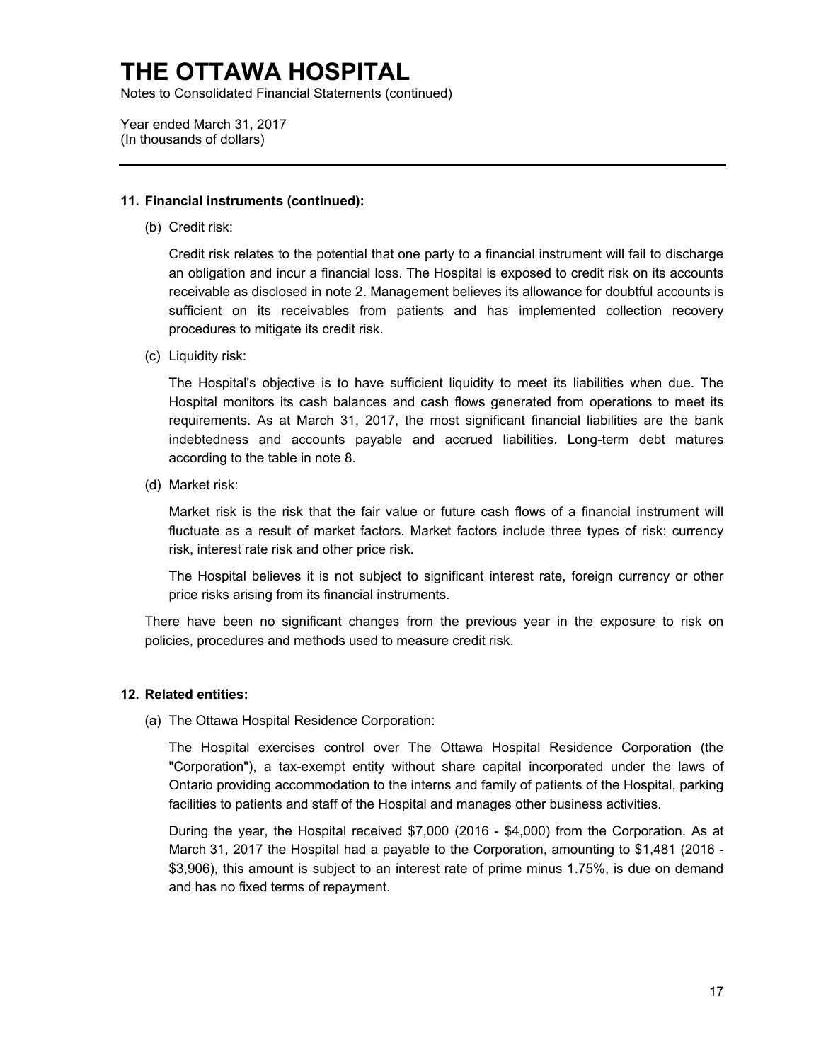# THE OTTAWA HOSPITAL

Notes to Consolidated Financial Statements (continued)

Year ended March 31, 2017
(In thousands of dollars)

---

## 11. Financial instruments (continued):

(b) Credit risk:

Credit risk relates to the potential that one party to a financial instrument will fail to discharge an obligation and incur a financial loss. The Hospital is exposed to credit risk on its accounts receivable as disclosed in note 2. Management believes its allowance for doubtful accounts is sufficient on its receivables from patients and has implemented collection recovery procedures to mitigate its credit risk.

(c) Liquidity risk:

The Hospital's objective is to have sufficient liquidity to meet its liabilities when due. The Hospital monitors its cash balances and cash flows generated from operations to meet its requirements. As at March 31, 2017, the most significant financial liabilities are the bank indebtedness and accounts payable and accrued liabilities. Long-term debt matures according to the table in note 8.

(d) Market risk:

Market risk is the risk that the fair value or future cash flows of a financial instrument will fluctuate as a result of market factors. Market factors include three types of risk: currency risk, interest rate risk and other price risk.

The Hospital believes it is not subject to significant interest rate, foreign currency or other price risks arising from its financial instruments.

There have been no significant changes from the previous year in the exposure to risk on policies, procedures and methods used to measure credit risk.

## 12. Related entities:

(a) The Ottawa Hospital Residence Corporation:

The Hospital exercises control over The Ottawa Hospital Residence Corporation (the "Corporation"), a tax-exempt entity without share capital incorporated under the laws of Ontario providing accommodation to the interns and family of patients of the Hospital, parking facilities to patients and staff of the Hospital and manages other business activities.

During the year, the Hospital received $7,000 (2016 - $4,000) from the Corporation. As at March 31, 2017 the Hospital had a payable to the Corporation, amounting to $1,481 (2016 - $3,906), this amount is subject to an interest rate of prime minus 1.75%, is due on demand and has no fixed terms of repayment.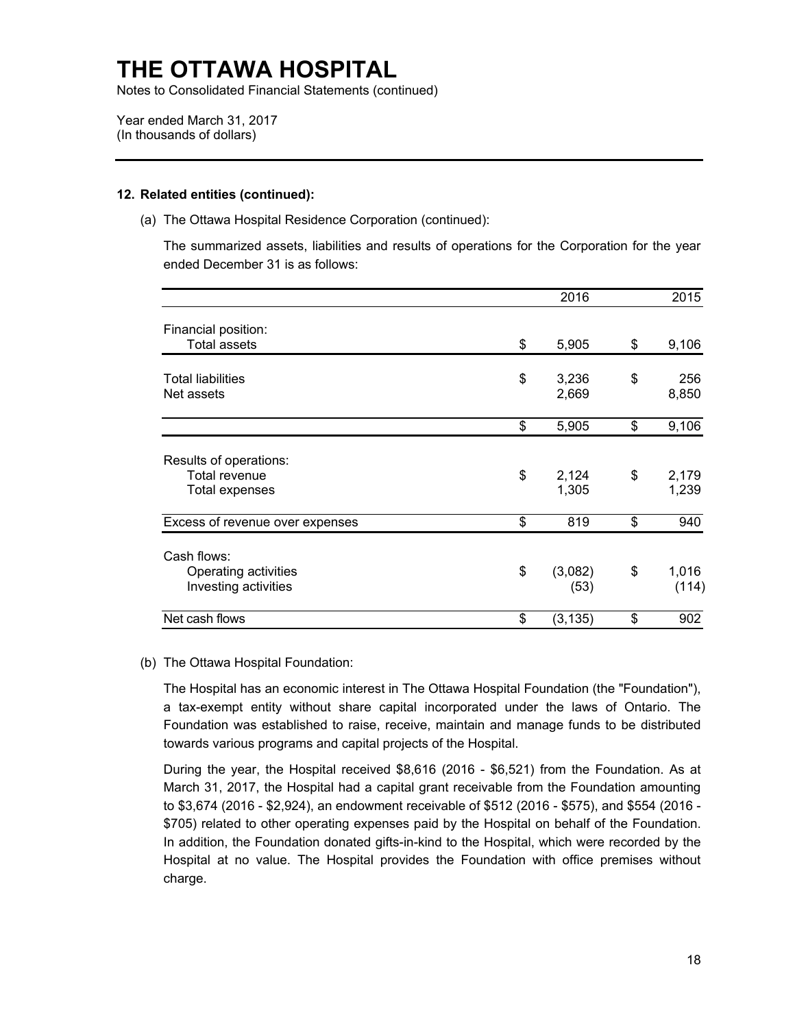# THE OTTAWA HOSPITAL

Notes to Consolidated Financial Statements (continued)

Year ended March 31, 2017
(In thousands of dollars)

**12. Related entities (continued):**

(a) The Ottawa Hospital Residence Corporation (continued):

The summarized assets, liabilities and results of operations for the Corporation for the year ended December 31 is as follows:

| | 2016 | 2015 |
|---|---|---|
| Financial position: | | |
| Total assets | $ 5,905 | $ 9,106 |
| Total liabilities | $ 3,236 | $ 256 |
| Net assets | 2,669 | 8,850 |
| | $ 5,905 | $ 9,106 |
| Results of operations: | | |
| Total revenue | $ 2,124 | $ 2,179 |
| Total expenses | 1,305 | 1,239 |
| Excess of revenue over expenses | $ 819 | $ 940 |
| Cash flows: | | |
| Operating activities | $ (3,082) | $ 1,016 |
| Investing activities | (53) | (114) |
| Net cash flows | $ (3,135) | $ 902 |

(b) The Ottawa Hospital Foundation:

The Hospital has an economic interest in The Ottawa Hospital Foundation (the "Foundation"), a tax-exempt entity without share capital incorporated under the laws of Ontario. The Foundation was established to raise, receive, maintain and manage funds to be distributed towards various programs and capital projects of the Hospital.

During the year, the Hospital received $8,616 (2016 - $6,521) from the Foundation. As at March 31, 2017, the Hospital had a capital grant receivable from the Foundation amounting to $3,674 (2016 - $2,924), an endowment receivable of $512 (2016 - $575), and $554 (2016 - $705) related to other operating expenses paid by the Hospital on behalf of the Foundation. In addition, the Foundation donated gifts-in-kind to the Hospital, which were recorded by the Hospital at no value. The Hospital provides the Foundation with office premises without charge.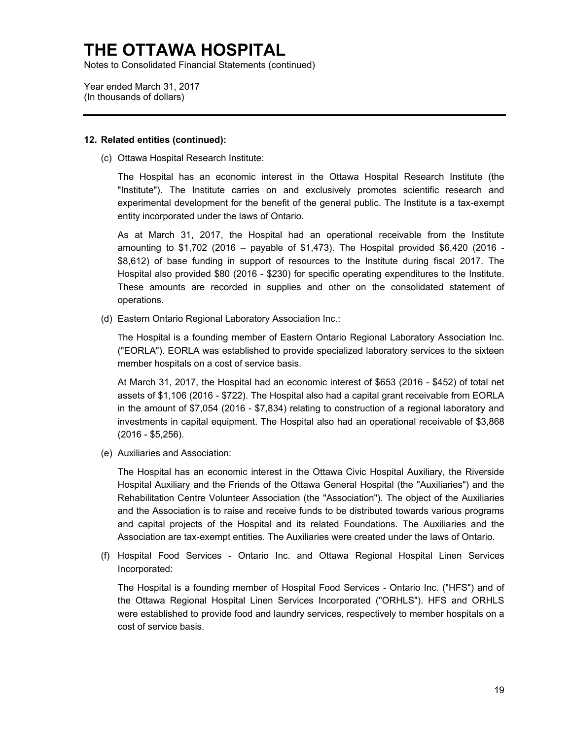# THE OTTAWA HOSPITAL

Notes to Consolidated Financial Statements (continued)

Year ended March 31, 2017
(In thousands of dollars)

---

**12. Related entities (continued):**

(c) Ottawa Hospital Research Institute:

The Hospital has an economic interest in the Ottawa Hospital Research Institute (the "Institute"). The Institute carries on and exclusively promotes scientific research and experimental development for the benefit of the general public. The Institute is a tax-exempt entity incorporated under the laws of Ontario.

As at March 31, 2017, the Hospital had an operational receivable from the Institute amounting to $1,702 (2016 – payable of $1,473). The Hospital provided $6,420 (2016 - $8,612) of base funding in support of resources to the Institute during fiscal 2017. The Hospital also provided $80 (2016 - $230) for specific operating expenditures to the Institute. These amounts are recorded in supplies and other on the consolidated statement of operations.

(d) Eastern Ontario Regional Laboratory Association Inc.:

The Hospital is a founding member of Eastern Ontario Regional Laboratory Association Inc. ("EORLA"). EORLA was established to provide specialized laboratory services to the sixteen member hospitals on a cost of service basis.

At March 31, 2017, the Hospital had an economic interest of $653 (2016 - $452) of total net assets of $1,106 (2016 - $722). The Hospital also had a capital grant receivable from EORLA in the amount of $7,054 (2016 - $7,834) relating to construction of a regional laboratory and investments in capital equipment. The Hospital also had an operational receivable of $3,868 (2016 - $5,256).

(e) Auxiliaries and Association:

The Hospital has an economic interest in the Ottawa Civic Hospital Auxiliary, the Riverside Hospital Auxiliary and the Friends of the Ottawa General Hospital (the "Auxiliaries") and the Rehabilitation Centre Volunteer Association (the "Association"). The object of the Auxiliaries and the Association is to raise and receive funds to be distributed towards various programs and capital projects of the Hospital and its related Foundations. The Auxiliaries and the Association are tax-exempt entities. The Auxiliaries were created under the laws of Ontario.

(f) Hospital Food Services - Ontario Inc. and Ottawa Regional Hospital Linen Services Incorporated:

The Hospital is a founding member of Hospital Food Services - Ontario Inc. ("HFS") and of the Ottawa Regional Hospital Linen Services Incorporated ("ORHLS"). HFS and ORHLS were established to provide food and laundry services, respectively to member hospitals on a cost of service basis.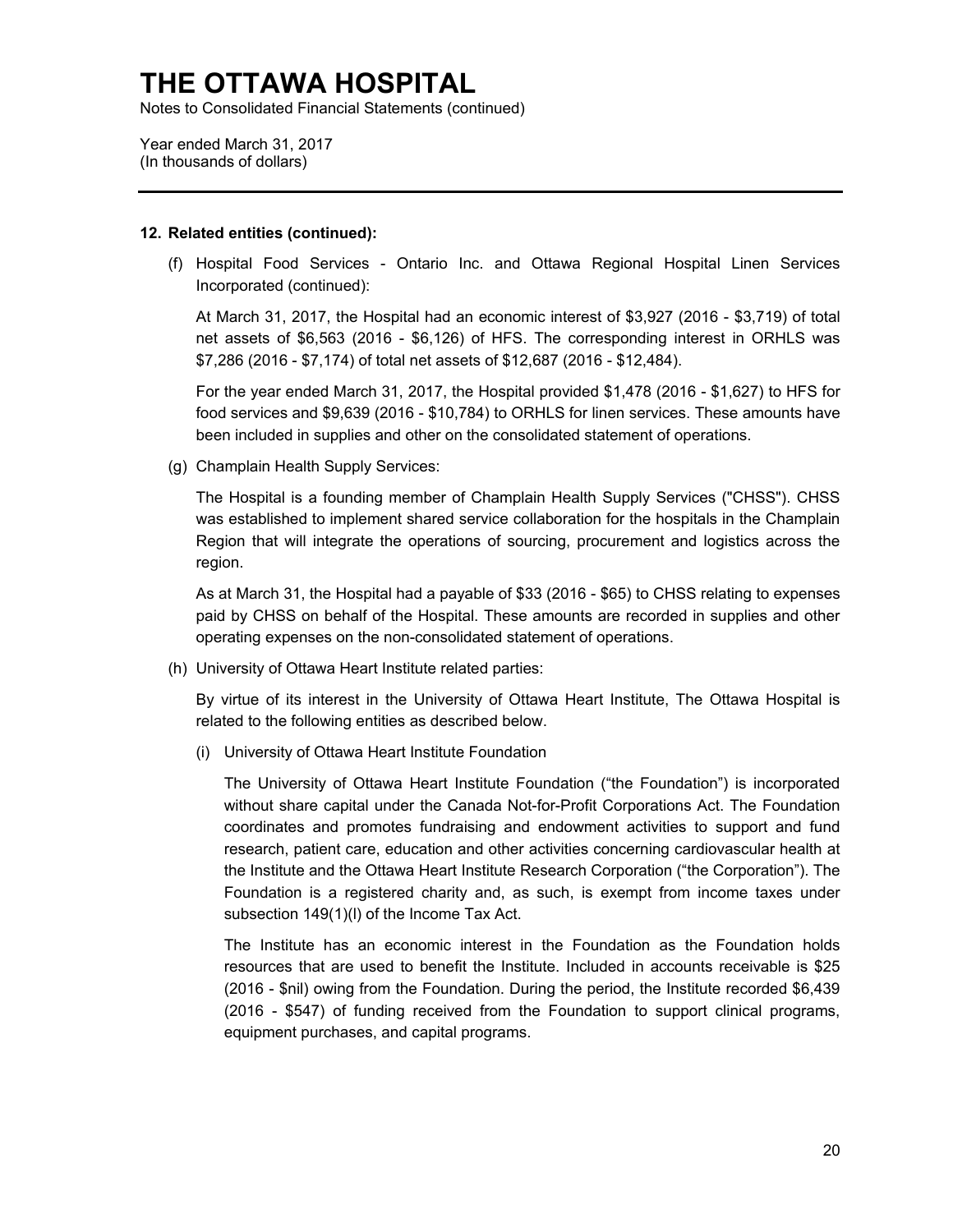# THE OTTAWA HOSPITAL

Notes to Consolidated Financial Statements (continued)

Year ended March 31, 2017
(In thousands of dollars)

---

**12. Related entities (continued):**

(f) Hospital Food Services - Ontario Inc. and Ottawa Regional Hospital Linen Services Incorporated (continued):

At March 31, 2017, the Hospital had an economic interest of $3,927 (2016 - $3,719) of total net assets of $6,563 (2016 - $6,126) of HFS. The corresponding interest in ORHLS was $7,286 (2016 - $7,174) of total net assets of $12,687 (2016 - $12,484).

For the year ended March 31, 2017, the Hospital provided $1,478 (2016 - $1,627) to HFS for food services and $9,639 (2016 - $10,784) to ORHLS for linen services. These amounts have been included in supplies and other on the consolidated statement of operations.

(g) Champlain Health Supply Services:

The Hospital is a founding member of Champlain Health Supply Services ("CHSS"). CHSS was established to implement shared service collaboration for the hospitals in the Champlain Region that will integrate the operations of sourcing, procurement and logistics across the region.

As at March 31, the Hospital had a payable of $33 (2016 - $65) to CHSS relating to expenses paid by CHSS on behalf of the Hospital. These amounts are recorded in supplies and other operating expenses on the non-consolidated statement of operations.

(h) University of Ottawa Heart Institute related parties:

By virtue of its interest in the University of Ottawa Heart Institute, The Ottawa Hospital is related to the following entities as described below.

(i) University of Ottawa Heart Institute Foundation

The University of Ottawa Heart Institute Foundation ("the Foundation") is incorporated without share capital under the Canada Not-for-Profit Corporations Act. The Foundation coordinates and promotes fundraising and endowment activities to support and fund research, patient care, education and other activities concerning cardiovascular health at the Institute and the Ottawa Heart Institute Research Corporation ("the Corporation"). The Foundation is a registered charity and, as such, is exempt from income taxes under subsection 149(1)(l) of the Income Tax Act.

The Institute has an economic interest in the Foundation as the Foundation holds resources that are used to benefit the Institute. Included in accounts receivable is $25 (2016 - $nil) owing from the Foundation. During the period, the Institute recorded $6,439 (2016 - $547) of funding received from the Foundation to support clinical programs, equipment purchases, and capital programs.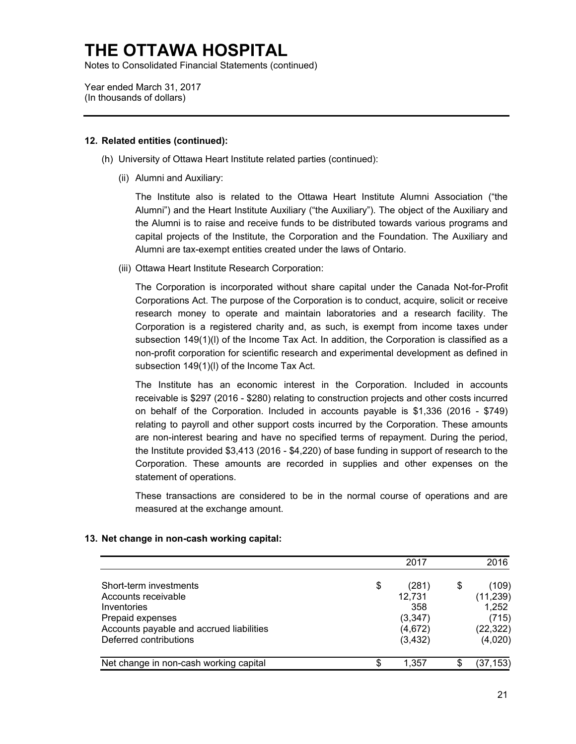## 12. Related entities (continued):

(h) University of Ottawa Heart Institute related parties (continued):

(ii) Alumni and Auxiliary:

The Institute also is related to the Ottawa Heart Institute Alumni Association ("the Alumni") and the Heart Institute Auxiliary ("the Auxiliary"). The object of the Auxiliary and the Alumni is to raise and receive funds to be distributed towards various programs and capital projects of the Institute, the Corporation and the Foundation. The Auxiliary and Alumni are tax-exempt entities created under the laws of Ontario.

(iii) Ottawa Heart Institute Research Corporation:

The Corporation is incorporated without share capital under the Canada Not-for-Profit Corporations Act. The purpose of the Corporation is to conduct, acquire, solicit or receive research money to operate and maintain laboratories and a research facility. The Corporation is a registered charity and, as such, is exempt from income taxes under subsection 149(1)(l) of the Income Tax Act. In addition, the Corporation is classified as a non-profit corporation for scientific research and experimental development as defined in subsection 149(1)(l) of the Income Tax Act.

The Institute has an economic interest in the Corporation. Included in accounts receivable is $297 (2016 - $280) relating to construction projects and other costs incurred on behalf of the Corporation. Included in accounts payable is $1,336 (2016 - $749) relating to payroll and other support costs incurred by the Corporation. These amounts are non-interest bearing and have no specified terms of repayment. During the period, the Institute provided $3,413 (2016 - $4,220) of base funding in support of research to the Corporation. These amounts are recorded in supplies and other expenses on the statement of operations.

These transactions are considered to be in the normal course of operations and are measured at the exchange amount.

## 13. Net change in non-cash working capital:

| | 2017 | 2016 |
|---|---|---|
| Short-term investments | $ (281) | $ (109) |
| Accounts receivable | 12,731 | (11,239) |
| Inventories | 358 | 1,252 |
| Prepaid expenses | (3,347) | (715) |
| Accounts payable and accrued liabilities | (4,672) | (22,322) |
| Deferred contributions | (3,432) | (4,020) |
| Net change in non-cash working capital | $ 1,357 | $ (37,153) |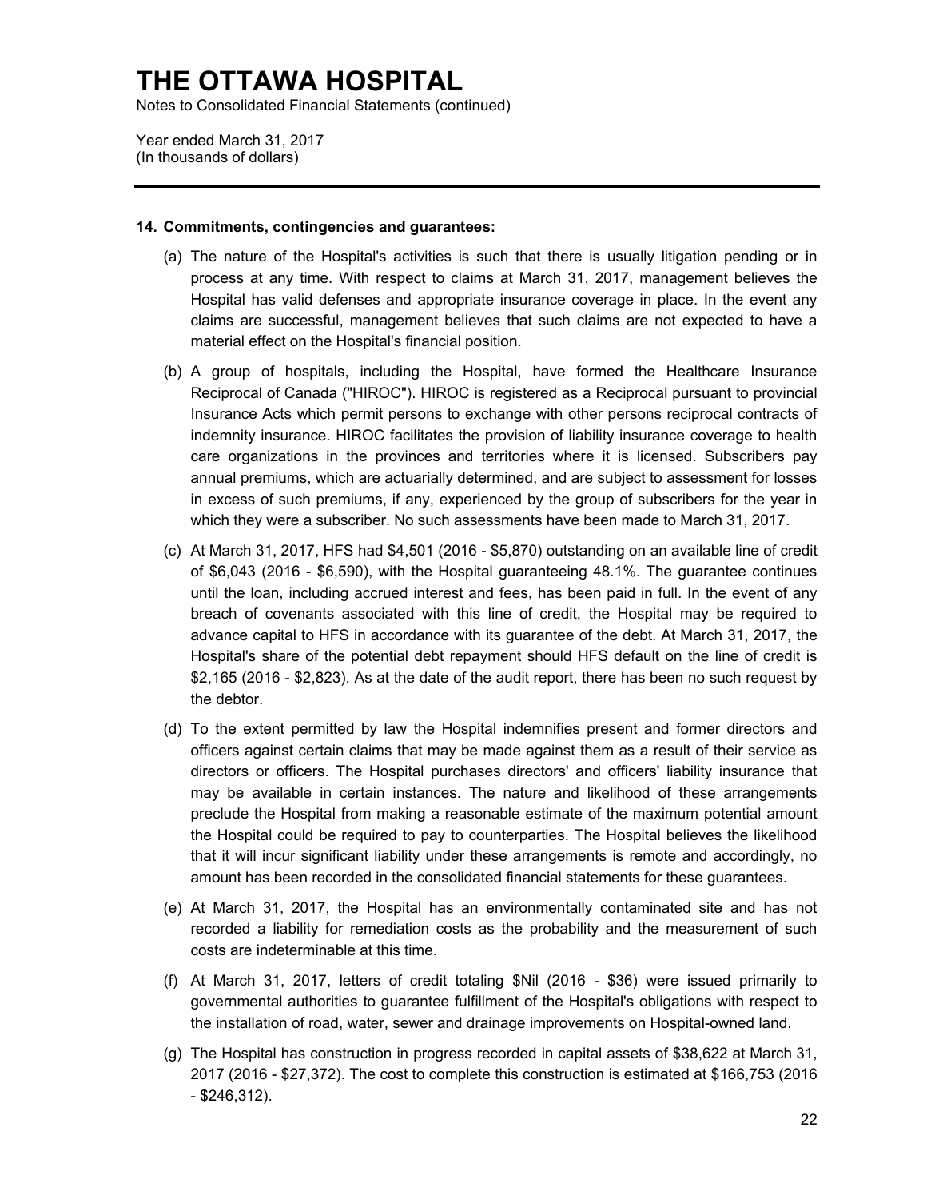# THE OTTAWA HOSPITAL

Notes to Consolidated Financial Statements (continued)

Year ended March 31, 2017
(In thousands of dollars)

---

**14. Commitments, contingencies and guarantees:**

(a) The nature of the Hospital's activities is such that there is usually litigation pending or in process at any time. With respect to claims at March 31, 2017, management believes the Hospital has valid defenses and appropriate insurance coverage in place. In the event any claims are successful, management believes that such claims are not expected to have a material effect on the Hospital's financial position.

(b) A group of hospitals, including the Hospital, have formed the Healthcare Insurance Reciprocal of Canada ("HIROC"). HIROC is registered as a Reciprocal pursuant to provincial Insurance Acts which permit persons to exchange with other persons reciprocal contracts of indemnity insurance. HIROC facilitates the provision of liability insurance coverage to health care organizations in the provinces and territories where it is licensed. Subscribers pay annual premiums, which are actuarially determined, and are subject to assessment for losses in excess of such premiums, if any, experienced by the group of subscribers for the year in which they were a subscriber. No such assessments have been made to March 31, 2017.

(c) At March 31, 2017, HFS had $4,501 (2016 - $5,870) outstanding on an available line of credit of $6,043 (2016 - $6,590), with the Hospital guaranteeing 48.1%. The guarantee continues until the loan, including accrued interest and fees, has been paid in full. In the event of any breach of covenants associated with this line of credit, the Hospital may be required to advance capital to HFS in accordance with its guarantee of the debt. At March 31, 2017, the Hospital's share of the potential debt repayment should HFS default on the line of credit is $2,165 (2016 - $2,823). As at the date of the audit report, there has been no such request by the debtor.

(d) To the extent permitted by law the Hospital indemnifies present and former directors and officers against certain claims that may be made against them as a result of their service as directors or officers. The Hospital purchases directors' and officers' liability insurance that may be available in certain instances. The nature and likelihood of these arrangements preclude the Hospital from making a reasonable estimate of the maximum potential amount the Hospital could be required to pay to counterparties. The Hospital believes the likelihood that it will incur significant liability under these arrangements is remote and accordingly, no amount has been recorded in the consolidated financial statements for these guarantees.

(e) At March 31, 2017, the Hospital has an environmentally contaminated site and has not recorded a liability for remediation costs as the probability and the measurement of such costs are indeterminable at this time.

(f) At March 31, 2017, letters of credit totaling $Nil (2016 - $36) were issued primarily to governmental authorities to guarantee fulfillment of the Hospital's obligations with respect to the installation of road, water, sewer and drainage improvements on Hospital-owned land.

(g) The Hospital has construction in progress recorded in capital assets of $38,622 at March 31, 2017 (2016 - $27,372). The cost to complete this construction is estimated at $166,753 (2016 - $246,312).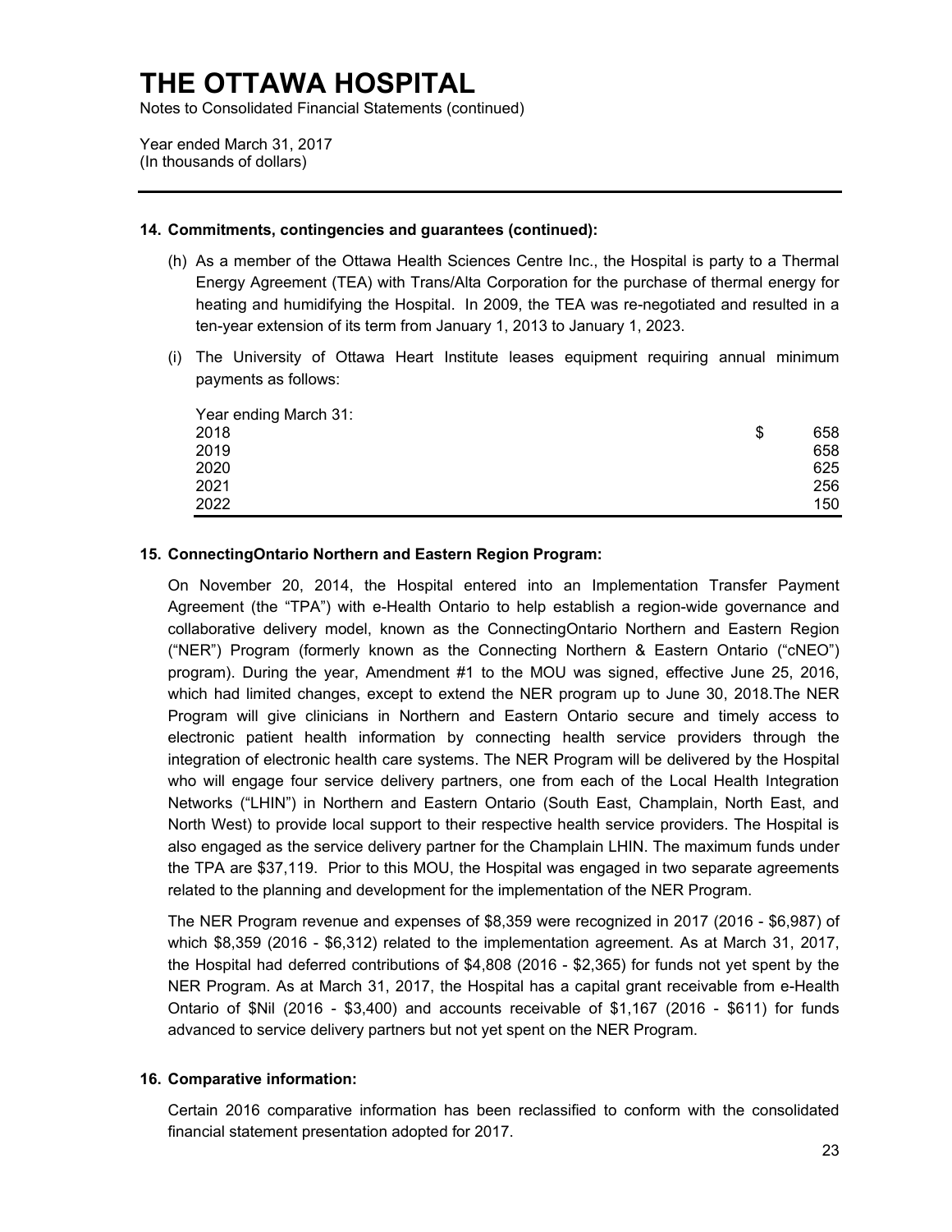# THE OTTAWA HOSPITAL

Notes to Consolidated Financial Statements (continued)

Year ended March 31, 2017
(In thousands of dollars)

---

**14. Commitments, contingencies and guarantees (continued):**

(h) As a member of the Ottawa Health Sciences Centre Inc., the Hospital is party to a Thermal Energy Agreement (TEA) with Trans/Alta Corporation for the purchase of thermal energy for heating and humidifying the Hospital. In 2009, the TEA was re-negotiated and resulted in a ten-year extension of its term from January 1, 2013 to January 1, 2023.

(i) The University of Ottawa Heart Institute leases equipment requiring annual minimum payments as follows:

| | |
|---|---|
| Year ending March 31: | |
| 2018 | $ 658 |
| 2019 | 658 |
| 2020 | 625 |
| 2021 | 256 |
| 2022 | 150 |

**15. ConnectingOntario Northern and Eastern Region Program:**

On November 20, 2014, the Hospital entered into an Implementation Transfer Payment Agreement (the "TPA") with e-Health Ontario to help establish a region-wide governance and collaborative delivery model, known as the ConnectingOntario Northern and Eastern Region ("NER") Program (formerly known as the Connecting Northern & Eastern Ontario ("cNEO") program). During the year, Amendment #1 to the MOU was signed, effective June 25, 2016, which had limited changes, except to extend the NER program up to June 30, 2018.The NER Program will give clinicians in Northern and Eastern Ontario secure and timely access to electronic patient health information by connecting health service providers through the integration of electronic health care systems. The NER Program will be delivered by the Hospital who will engage four service delivery partners, one from each of the Local Health Integration Networks ("LHIN") in Northern and Eastern Ontario (South East, Champlain, North East, and North West) to provide local support to their respective health service providers. The Hospital is also engaged as the service delivery partner for the Champlain LHIN. The maximum funds under the TPA are $37,119. Prior to this MOU, the Hospital was engaged in two separate agreements related to the planning and development for the implementation of the NER Program.

The NER Program revenue and expenses of $8,359 were recognized in 2017 (2016 - $6,987) of which $8,359 (2016 - $6,312) related to the implementation agreement. As at March 31, 2017, the Hospital had deferred contributions of $4,808 (2016 - $2,365) for funds not yet spent by the NER Program. As at March 31, 2017, the Hospital has a capital grant receivable from e-Health Ontario of $Nil (2016 - $3,400) and accounts receivable of $1,167 (2016 - $611) for funds advanced to service delivery partners but not yet spent on the NER Program.

**16. Comparative information:**

Certain 2016 comparative information has been reclassified to conform with the consolidated financial statement presentation adopted for 2017.